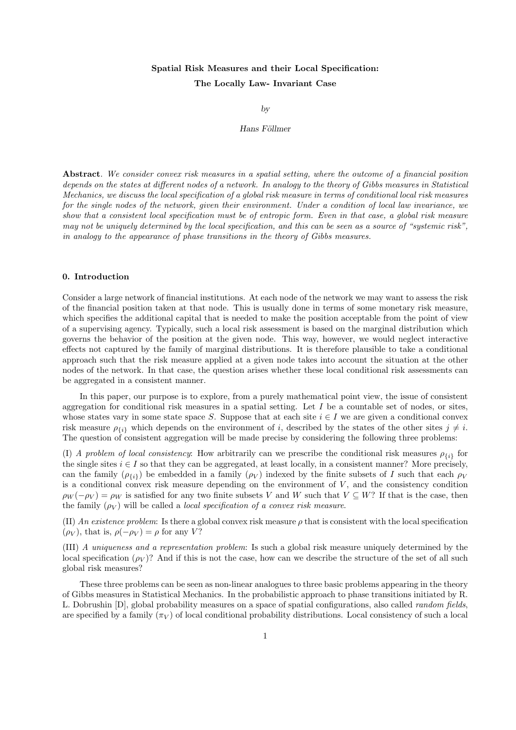# Spatial Risk Measures and their Local Specification:

## The Locally Law- Invariant Case

*by*

*Hans Föllmer*

**Abstract**. *We consider convex risk measures in a spatial setting, where the outcome of a financial position depends on the states at different nodes of a network. In analogy to the theory of Gibbs measures in Statistical Mechanics, we discuss the local specification of a global risk measure in terms of conditional local risk measures for the single nodes of the network, given their environment. Under a condition of local law invariance, we show that a consistent local specification must be of entropic form. Even in that case, a global risk measure may not be uniquely determined by the local specification, and this can be seen as a source of "systemic risk", in analogy to the appearance of phase transitions in the theory of Gibbs measures.*

### 0. Introduction

Consider a large network of financial institutions. At each node of the network we may want to assess the risk of the financial position taken at that node. This is usually done in terms of some monetary risk measure, which specifies the additional capital that is needed to make the position acceptable from the point of view of a supervising agency. Typically, such a local risk assessment is based on the marginal distribution which governs the behavior of the position at the given node. This way, however, we would neglect interactive effects not captured by the family of marginal distributions. It is therefore plausible to take a conditional approach such that the risk measure applied at a given node takes into account the situation at the other nodes of the network. In that case, the question arises whether these local conditional risk assessments can be aggregated in a consistent manner.

In this paper, our purpose is to explore, from a purely mathematical point view, the issue of consistent aggregation for conditional risk measures in a spatial setting. Let $I$ be a countable set of nodes, or sites, whose states vary in some state space $S$. Suppose that at each site $i \in I$ we are given a conditional convex risk measure $\rho_{\{i\}}$ which depends on the environment of $i$, described by the states of the other sites $j \neq i$. The question of consistent aggregation will be made precise by considering the following three problems:

(I) *A problem of local consistency*: How arbitrarily can we prescribe the conditional risk measures $\rho_{\{i\}}$ for the single sites $i \in I$ so that they can be aggregated, at least locally, in a consistent manner? More precisely, can the family $(\rho_{\{i\}})$ be embedded in a family $(\rho_V)$ indexed by the finite subsets of $I$ such that each $\rho_V$ is a conditional convex risk measure depending on the environment of $V$, and the consistency condition $\rho_W(-\rho_V) = \rho_W$ is satisfied for any two finite subsets $V$ and $W$ such that $V \subseteq W$? If that is the case, then the family $(\rho_V)$ will be called a *local specification of a convex risk measure.*

(II) *An existence problem*: Is there a global convex risk measure $\rho$ that is consistent with the local specification $(\rho_V)$, that is, $\rho(-\rho_V) = \rho$ for any $V$?

(III) *A uniqueness and a representation problem*: Is such a global risk measure uniquely determined by the local specification $(\rho_V)$? And if this is not the case, how can we describe the structure of the set of all such global risk measures?

These three problems can be seen as non-linear analogues to three basic problems appearing in the theory of Gibbs measures in Statistical Mechanics. In the probabilistic approach to phase transitions initiated by R. L. Dobrushin [D], global probability measures on a space of spatial configurations, also called *random fields*, are specified by a family $(\pi_V)$ of local conditional probability distributions. Local consistency of such a local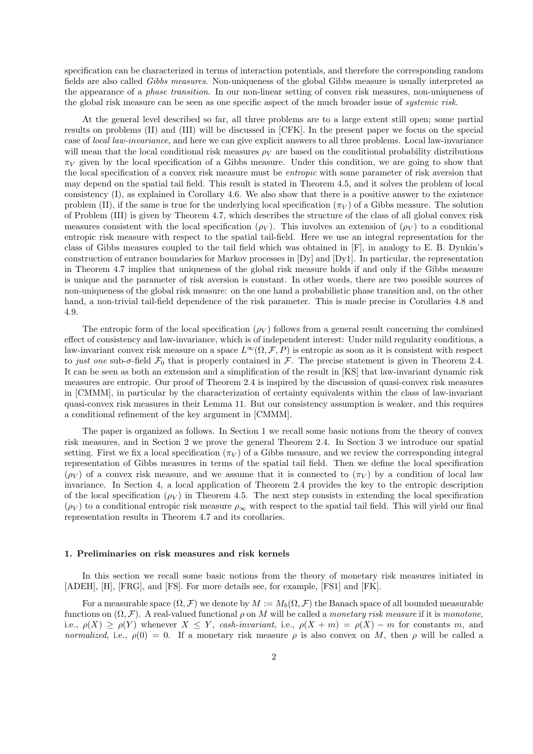specification can be characterized in terms of interaction potentials, and therefore the corresponding random fields are also called *Gibbs measures*. Non-uniqueness of the global Gibbs measure is usually interpreted as the appearance of a *phase transition*. In our non-linear setting of convex risk measures, non-uniqueness of the global risk measure can be seen as one specific aspect of the much broader issue of *systemic risk*.

At the general level described so far, all three problems are to a large extent still open; some partial results on problems (II) and (III) will be discussed in [CFK]. In the present paper we focus on the special case of *local law-invariance*, and here we can give explicit answers to all three problems. Local law-invariance will mean that the local conditional risk measures $\rho_V$ are based on the conditional probability distributions $\pi_V$ given by the local specification of a Gibbs measure. Under this condition, we are going to show that the local specification of a convex risk measure must be *entropic* with some parameter of risk aversion that may depend on the spatial tail field. This result is stated in Theorem 4.5, and it solves the problem of local consistency (I), as explained in Corollary 4.6. We also show that there is a positive answer to the existence problem (II), if the same is true for the underlying local specification $(\pi_V)$ of a Gibbs measure. The solution of Problem (III) is given by Theorem 4.7, which describes the structure of the class of all global convex risk measures consistent with the local specification $(\rho_V)$. This involves an extension of $(\rho_V)$ to a conditional entropic risk measure with respect to the spatial tail-field. Here we use an integral representation for the class of Gibbs measures coupled to the tail field which was obtained in [F], in analogy to E. B. Dynkin's construction of entrance boundaries for Markov processes in [Dy] and [Dy1]. In particular, the representation in Theorem 4.7 implies that uniqueness of the global risk measure holds if and only if the Gibbs measure is unique and the parameter of risk aversion is constant. In other words, there are two possible sources of non-uniqueness of the global risk measure: on the one hand a probabilistic phase transition and, on the other hand, a non-trivial tail-field dependence of the risk parameter. This is made precise in Corollaries 4.8 and 4.9.

The entropic form of the local specification $(\rho_V)$ follows from a general result concerning the combined effect of consistency and law-invariance, which is of independent interest: Under mild regularity conditions, a law-invariant convex risk measure on a space $L^\infty(\Omega, \mathcal{F}, P)$ is entropic as soon as it is consistent with respect to *just one* sub-$\sigma$-field $\mathcal{F}_0$ that is properly contained in $\mathcal{F}$. The precise statement is given in Theorem 2.4. It can be seen as both an extension and a simplification of the result in [KS] that law-invariant dynamic risk measures are entropic. Our proof of Theorem 2.4 is inspired by the discussion of quasi-convex risk measures in [CMMM], in particular by the characterization of certainty equivalents within the class of law-invariant quasi-convex risk measures in their Lemma 11. But our consistency assumption is weaker, and this requires a conditional refinement of the key argument in [CMMM].

The paper is organized as follows. In Section 1 we recall some basic notions from the theory of convex risk measures, and in Section 2 we prove the general Theorem 2.4. In Section 3 we introduce our spatial setting. First we fix a local specification $(\pi_V)$ of a Gibbs measure, and we review the corresponding integral representation of Gibbs measures in terms of the spatial tail field. Then we define the local specification $(\rho_V)$ of a convex risk measure, and we assume that it is connected to $(\pi_V)$ by a condition of local law invariance. In Section 4, a local application of Theorem 2.4 provides the key to the entropic description of the local specification $(\rho_V)$ in Theorem 4.5. The next step consists in extending the local specification $(\rho_V)$ to a conditional entropic risk measure $\rho_\infty$ with respect to the spatial tail field. This will yield our final representation results in Theorem 4.7 and its corollaries.

## 1. Preliminaries on risk measures and risk kernels

In this section we recall some basic notions from the theory of monetary risk measures initiated in [ADEH], [H], [FRG], and [FS]. For more details see, for example, [FS1] and [FK].

For a measurable space $(\Omega, \mathcal{F})$ we denote by $M := M_b(\Omega, \mathcal{F})$ the Banach space of all bounded measurable functions on $(\Omega, \mathcal{F})$. A real-valued functional $\rho$ on $M$ will be called a *monetary risk measure* if it is *monotone*, i.e., $\rho(X) \geq \rho(Y)$ whenever $X \leq Y$, *cash-invariant*, i.e., $\rho(X + m) = \rho(X) - m$ for constants $m$, and *normalized*, i.e., $\rho(0) = 0$. If a monetary risk measure $\rho$ is also convex on $M$, then $\rho$ will be called a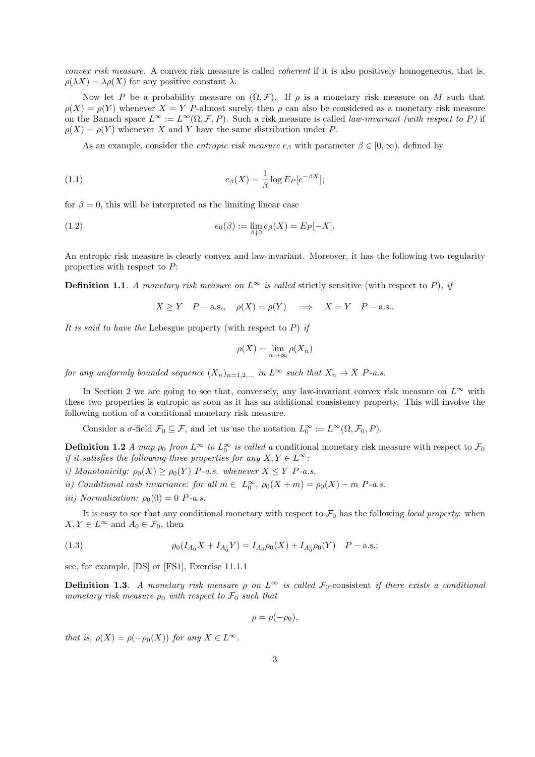*convex risk measure*. A convex risk measure is called *coherent* if it is also positively homogeneous, that is, $\rho(\lambda X) = \lambda \rho(X)$ for any positive constant $\lambda$.

Now let $P$ be a probability measure on $(\Omega, \mathcal{F})$. If $\rho$ is a monetary risk measure on $M$ such that $\rho(X) = \rho(Y)$ whenever $X = Y$ $P$-almost surely, then $\rho$ can also be considered as a monetary risk measure on the Banach space $L^\infty := L^\infty(\Omega, \mathcal{F}, P)$. Such a risk measure is called *law-invariant (with respect to $P$)* if $\rho(X) = \rho(Y)$ whenever $X$ and $Y$ have the same distribution under $P$.

As an example, consider the *entropic risk measure* $e_\beta$ with parameter $\beta \in [0, \infty)$, defined by

$$e_\beta(X) = \frac{1}{\beta} \log E_P[e^{-\beta X}]; \tag{1.1}$$

for $\beta = 0$, this will be interpreted as the limiting linear case

$$e_0(\beta) := \lim_{\beta \downarrow 0} e_\beta(X) = E_P[-X]. \tag{1.2}$$

An entropic risk measure is clearly convex and law-invariant. Moreover, it has the following two regularity properties with respect to $P$:

**Definition 1.1**. *A monetary risk measure on $L^\infty$ is called* strictly sensitive (with respect to $P$), *if*

$$X \geq Y \quad P-\text{a.s.}, \quad \rho(X) = \rho(Y) \quad \Longrightarrow \quad X = Y \quad P-\text{a.s.}.$$

*It is said to have the* Lebesgue property (with respect to $P$) *if*

$$\rho(X) = \lim_{n\to\infty} \rho(X_n)$$

*for any uniformly bounded sequence $(X_n)_{n=1,2,\ldots}$ in $L^\infty$ such that $X_n \to X$ $P$-a.s.*

In Section 2 we are going to see that, conversely, any law-invariant convex risk measure on $L^\infty$ with these two properties is entropic as soon as it has an additional consistency property. This will involve the following notion of a conditional monetary risk measure.

Consider a $\sigma$-field $\mathcal{F}_0 \subseteq \mathcal{F}$, and let us use the notation $L_0^\infty := L^\infty(\Omega, \mathcal{F}_0, P)$.

**Definition 1.2** *A map $\rho_0$ from $L^\infty$ to $L_0^\infty$ is called a* conditional monetary risk measure with respect to $\mathcal{F}_0$ *if it satisfies the following three properties for any $X, Y \in L^\infty$:*

*i) Monotonicity: $\rho_0(X) \geq \rho_0(Y)$ $P$-a.s. whenever $X \leq Y$ $P$-a.s.*

*ii) Conditional cash invariance: for all $m \in L_0^\infty$, $\rho_0(X + m) = \rho_0(X) - m$ $P$-a.s.*

*iii) Normalization: $\rho_0(0) = 0$ $P$-a.s.*

It is easy to see that any conditional monetary with respect to $\mathcal{F}_0$ has the following *local property*: when $X, Y \in L^\infty$ and $A_0 \in \mathcal{F}_0$, then

$$\rho_0(I_{A_0} X + I_{A_0^c} Y) = I_{A_0} \rho_0(X) + I_{A_0^c} \rho_0(Y) \quad P-\text{a.s.}; \tag{1.3}$$

see, for example, [DS] or [FS1], Exercise 11.1.1

**Definition 1.3**. *A monetary risk measure $\rho$ on $L^\infty$ is called $\mathcal{F}_0$-consistent if there exists a conditional monetary risk measure $\rho_0$ with respect to $\mathcal{F}_0$ such that*

$$\rho = \rho(-\rho_0),$$

*that is, $\rho(X) = \rho(-\rho_0(X))$ for any $X \in L^\infty$.*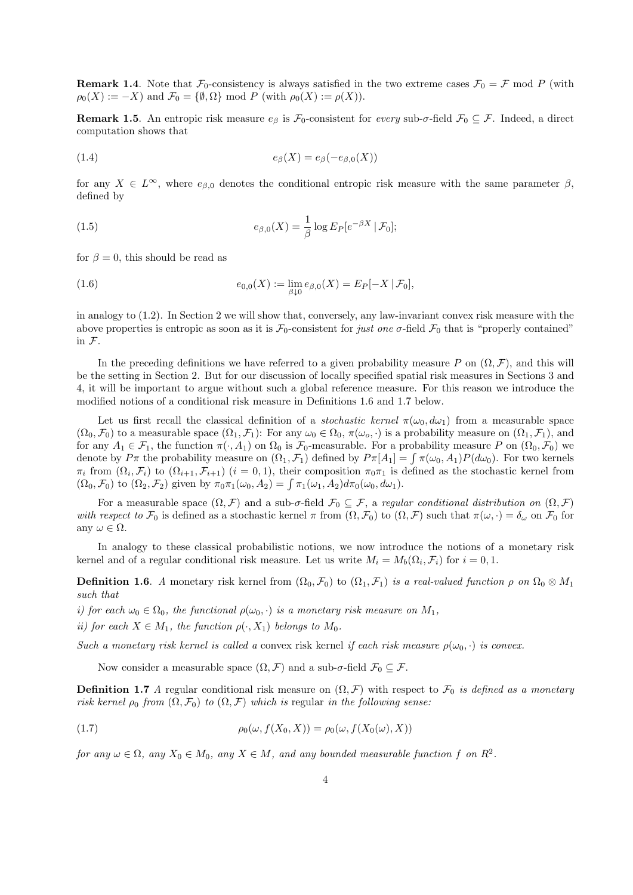**Remark 1.4**. Note that $\mathcal{F}_0$-consistency is always satisfied in the two extreme cases $\mathcal{F}_0 = \mathcal{F}$ mod $P$ (with $\rho_0(X) := -X$) and $\mathcal{F}_0 = \{\emptyset, \Omega\}$ mod $P$ (with $\rho_0(X) := \rho(X)$).

**Remark 1.5**. An entropic risk measure $e_\beta$ is $\mathcal{F}_0$-consistent for *every* sub-$\sigma$-field $\mathcal{F}_0 \subseteq \mathcal{F}$. Indeed, a direct computation shows that

$$e_\beta(X) = e_\beta(-e_{\beta,0}(X)) \tag{1.4}$$

for any $X \in L^\infty$, where $e_{\beta,0}$ denotes the conditional entropic risk measure with the same parameter $\beta$, defined by

$$e_{\beta,0}(X) = \frac{1}{\beta} \log E_P[e^{-\beta X} \mid \mathcal{F}_0]; \tag{1.5}$$

for $\beta = 0$, this should be read as

$$e_{0,0}(X) := \lim_{\beta \downarrow 0} e_{\beta,0}(X) = E_P[-X \mid \mathcal{F}_0], \tag{1.6}$$

in analogy to (1.2). In Section 2 we will show that, conversely, any law-invariant convex risk measure with the above properties is entropic as soon as it is $\mathcal{F}_0$-consistent for *just one* $\sigma$-field $\mathcal{F}_0$ that is "properly contained" in $\mathcal{F}$.

In the preceding definitions we have referred to a given probability measure $P$ on $(\Omega, \mathcal{F})$, and this will be the setting in Section 2. But for our discussion of locally specified spatial risk measures in Sections 3 and 4, it will be important to argue without such a global reference measure. For this reason we introduce the modified notions of a conditional risk measure in Definitions 1.6 and 1.7 below.

Let us first recall the classical definition of a *stochastic kernel* $\pi(\omega_0, d\omega_1)$ from a measurable space $(\Omega_0, \mathcal{F}_0)$ to a measurable space $(\Omega_1, \mathcal{F}_1)$: For any $\omega_0 \in \Omega_0$, $\pi(\omega_o, \cdot)$ is a probability measure on $(\Omega_1, \mathcal{F}_1)$, and for any $A_1 \in \mathcal{F}_1$, the function $\pi(\cdot, A_1)$ on $\Omega_0$ is $\mathcal{F}_0$-measurable. For a probability measure $P$ on $(\Omega_0, \mathcal{F}_0)$ we denote by $P\pi$ the probability measure on $(\Omega_1, \mathcal{F}_1)$ defined by $P\pi[A_1] = \int \pi(\omega_0, A_1) P(d\omega_0)$. For two kernels $\pi_i$ from $(\Omega_i, \mathcal{F}_i)$ to $(\Omega_{i+1}, \mathcal{F}_{i+1})$ $(i = 0, 1)$, their composition $\pi_0\pi_1$ is defined as the stochastic kernel from $(\Omega_0, \mathcal{F}_0)$ to $(\Omega_2, \mathcal{F}_2)$ given by $\pi_0\pi_1(\omega_0, A_2) = \int \pi_1(\omega_1, A_2) d\pi_0(\omega_0, d\omega_1)$.

For a measurable space $(\Omega, \mathcal{F})$ and a sub-$\sigma$-field $\mathcal{F}_0 \subseteq \mathcal{F}$, a *regular conditional distribution on* $(\Omega, \mathcal{F})$ *with respect to* $\mathcal{F}_0$ is defined as a stochastic kernel $\pi$ from $(\Omega, \mathcal{F}_0)$ to $(\Omega, \mathcal{F})$ such that $\pi(\omega, \cdot) = \delta_\omega$ on $\mathcal{F}_0$ for any $\omega \in \Omega$.

In analogy to these classical probabilistic notions, we now introduce the notions of a monetary risk kernel and of a regular conditional risk measure. Let us write $M_i = M_b(\Omega_i, \mathcal{F}_i)$ for $i = 0, 1$.

**Definition 1.6**. *A* monetary risk kernel *from* $(\Omega_0, \mathcal{F}_0)$ *to* $(\Omega_1, \mathcal{F}_1)$ *is a real-valued function* $\rho$ *on* $\Omega_0 \otimes M_1$ *such that*

*i) for each* $\omega_0 \in \Omega_0$*, the functional* $\rho(\omega_0, \cdot)$ *is a monetary risk measure on* $M_1$*,*

*ii) for each* $X \in M_1$*, the function* $\rho(\cdot, X_1)$ *belongs to* $M_0$*.*

*Such a monetary risk kernel is called a* convex risk kernel *if each risk measure* $\rho(\omega_0, \cdot)$ *is convex.*

Now consider a measurable space $(\Omega, \mathcal{F})$ and a sub-$\sigma$-field $\mathcal{F}_0 \subseteq \mathcal{F}$.

**Definition 1.7** *A* regular conditional risk measure *on* $(\Omega, \mathcal{F})$ *with respect to* $\mathcal{F}_0$ *is defined as a monetary risk kernel* $\rho_0$ *from* $(\Omega, \mathcal{F}_0)$ *to* $(\Omega, \mathcal{F})$ *which is* regular *in the following sense:*

$$\rho_0(\omega, f(X_0, X)) = \rho_0(\omega, f(X_0(\omega), X)) \tag{1.7}$$

*for any* $\omega \in \Omega$*, any* $X_0 \in M_0$*, any* $X \in M$*, and any bounded measurable function* $f$ *on* $R^2$*.*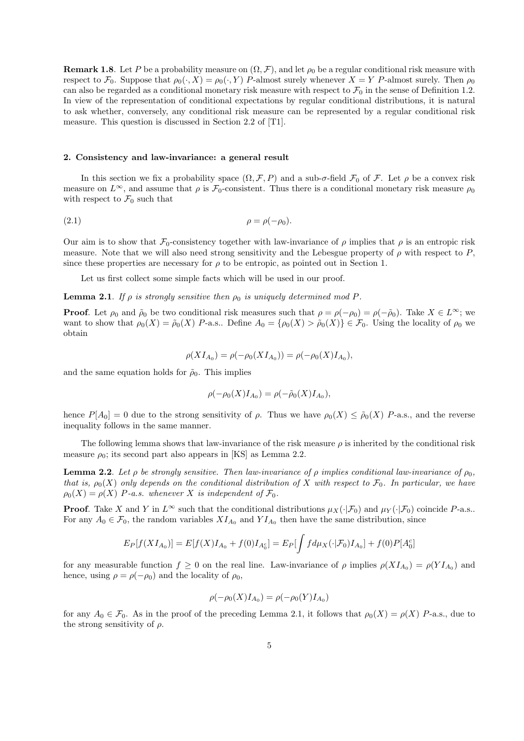**Remark 1.8**. Let $P$ be a probability measure on $(\Omega, \mathcal{F})$, and let $\rho_0$ be a regular conditional risk measure with respect to $\mathcal{F}_0$. Suppose that $\rho_0(\cdot, X) = \rho_0(\cdot, Y)$ $P$-almost surely whenever $X = Y$ $P$-almost surely. Then $\rho_0$ can also be regarded as a conditional monetary risk measure with respect to $\mathcal{F}_0$ in the sense of Definition 1.2. In view of the representation of conditional expectations by regular conditional distributions, it is natural to ask whether, conversely, any conditional risk measure can be represented by a regular conditional risk measure. This question is discussed in Section 2.2 of [T1].

## 2. Consistency and law-invariance: a general result

In this section we fix a probability space $(\Omega, \mathcal{F}, P)$ and a sub-$\sigma$-field $\mathcal{F}_0$ of $\mathcal{F}$. Let $\rho$ be a convex risk measure on $L^\infty$, and assume that $\rho$ is $\mathcal{F}_0$-consistent. Thus there is a conditional monetary risk measure $\rho_0$ with respect to $\mathcal{F}_0$ such that

$$\rho = \rho(-\rho_0). \tag{2.1}$$

Our aim is to show that $\mathcal{F}_0$-consistency together with law-invariance of $\rho$ implies that $\rho$ is an entropic risk measure. Note that we will also need strong sensitivity and the Lebesgue property of $\rho$ with respect to $P$, since these properties are necessary for $\rho$ to be entropic, as pointed out in Section 1.

Let us first collect some simple facts which will be used in our proof.

**Lemma 2.1**. *If $\rho$ is strongly sensitive then $\rho_0$ is uniquely determined mod $P$.*

**Proof**. Let $\rho_0$ and $\tilde{\rho}_0$ be two conditional risk measures such that $\rho = \rho(-\rho_0) = \rho(-\tilde{\rho}_0)$. Take $X \in L^\infty$; we want to show that $\rho_0(X) = \tilde{\rho}_0(X)$ $P$-a.s.. Define $A_0 = \{\rho_0(X) > \tilde{\rho}_0(X)\} \in \mathcal{F}_0$. Using the locality of $\rho_0$ we obtain

$$\rho(XI_{A_0}) = \rho(-\rho_0(XI_{A_0})) = \rho(-\rho_0(X)I_{A_0}),$$

and the same equation holds for $\tilde{\rho}_0$. This implies

$$\rho(-\rho_0(X)I_{A_0}) = \rho(-\tilde{\rho}_0(X)I_{A_0}),$$

hence $P[A_0] = 0$ due to the strong sensitivity of $\rho$. Thus we have $\rho_0(X) \leq \tilde{\rho}_0(X)$ $P$-a.s., and the reverse inequality follows in the same manner.

The following lemma shows that law-invariance of the risk measure $\rho$ is inherited by the conditional risk measure $\rho_0$; its second part also appears in [KS] as Lemma 2.2.

**Lemma 2.2**. *Let $\rho$ be strongly sensitive. Then law-invariance of $\rho$ implies conditional law-invariance of $\rho_0$, that is, $\rho_0(X)$ only depends on the conditional distribution of $X$ with respect to $\mathcal{F}_0$. In particular, we have $\rho_0(X) = \rho(X)$ $P$-a.s. whenever $X$ is independent of $\mathcal{F}_0$.*

**Proof**. Take $X$ and $Y$ in $L^\infty$ such that the conditional distributions $\mu_X(\cdot|\mathcal{F}_0)$ and $\mu_Y(\cdot|\mathcal{F}_0)$ coincide $P$-a.s.. For any $A_0 \in \mathcal{F}_0$, the random variables $XI_{A_0}$ and $YI_{A_0}$ then have the same distribution, since

$$E_P[f(XI_{A_0})] = E[f(X)I_{A_0} + f(0)I_{A_0^c}] = E_P[\int f d\mu_X(\cdot|\mathcal{F}_0)I_{A_0}] + f(0)P[A_0^c]$$

for any measurable function $f \geq 0$ on the real line. Law-invariance of $\rho$ implies $\rho(XI_{A_0}) = \rho(YI_{A_0})$ and hence, using $\rho = \rho(-\rho_0)$ and the locality of $\rho_0$,

$$\rho(-\rho_0(X)I_{A_0}) = \rho(-\rho_0(Y)I_{A_0})$$

for any $A_0 \in \mathcal{F}_0$. As in the proof of the preceding Lemma 2.1, it follows that $\rho_0(X) = \rho(X)$ $P$-a.s., due to the strong sensitivity of $\rho$.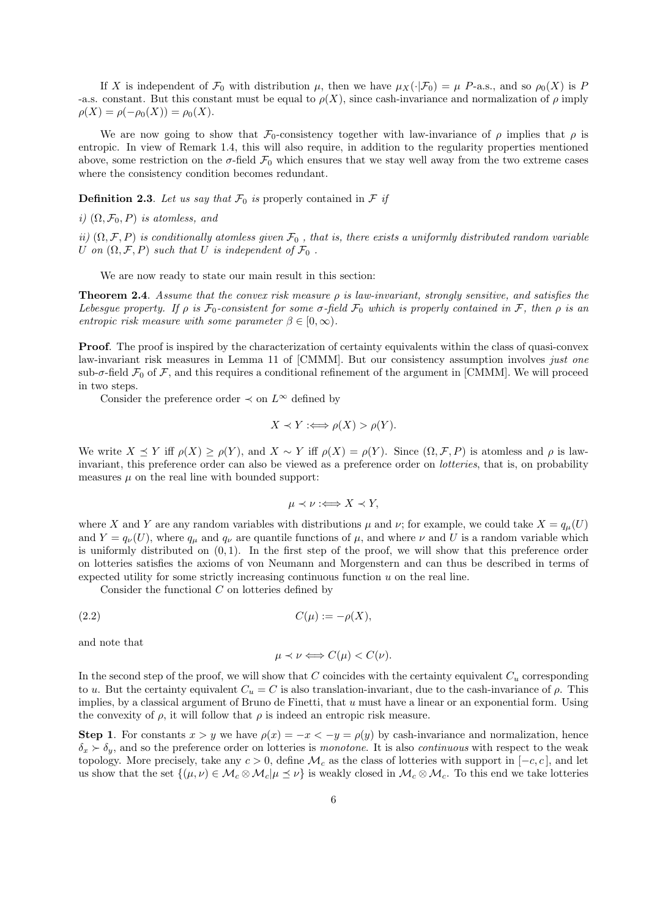If $X$ is independent of $\mathcal{F}_0$ with distribution $\mu$, then we have $\mu_X(\cdot|\mathcal{F}_0) = \mu$ $P$-a.s., and so $\rho_0(X)$ is $P$ -a.s. constant. But this constant must be equal to $\rho(X)$, since cash-invariance and normalization of $\rho$ imply $\rho(X) = \rho(-\rho_0(X)) = \rho_0(X)$.

We are now going to show that $\mathcal{F}_0$-consistency together with law-invariance of $\rho$ implies that $\rho$ is entropic. In view of Remark 1.4, this will also require, in addition to the regularity properties mentioned above, some restriction on the $\sigma$-field $\mathcal{F}_0$ which ensures that we stay well away from the two extreme cases where the consistency condition becomes redundant.

**Definition 2.3**. *Let us say that $\mathcal{F}_0$ is* properly contained in $\mathcal{F}$ *if*

*i) $(\Omega, \mathcal{F}_0, P)$ is atomless, and*

*ii) $(\Omega, \mathcal{F}, P)$ is conditionally atomless given $\mathcal{F}_0$ , that is, there exists a uniformly distributed random variable $U$ on $(\Omega, \mathcal{F}, P)$ such that $U$ is independent of $\mathcal{F}_0$ .*

We are now ready to state our main result in this section:

**Theorem 2.4**. *Assume that the convex risk measure $\rho$ is law-invariant, strongly sensitive, and satisfies the Lebesgue property. If $\rho$ is $\mathcal{F}_0$-consistent for some $\sigma$-field $\mathcal{F}_0$ which is properly contained in $\mathcal{F}$, then $\rho$ is an entropic risk measure with some parameter $\beta \in [0, \infty)$.*

**Proof**. The proof is inspired by the characterization of certainty equivalents within the class of quasi-convex law-invariant risk measures in Lemma 11 of [CMMM]. But our consistency assumption involves *just one* sub-$\sigma$-field $\mathcal{F}_0$ of $\mathcal{F}$, and this requires a conditional refinement of the argument in [CMMM]. We will proceed in two steps.

Consider the preference order $\prec$ on $L^\infty$ defined by

$$X \prec Y :\Longleftrightarrow \rho(X) > \rho(Y).$$

We write $X \preceq Y$ iff $\rho(X) \geq \rho(Y)$, and $X \sim Y$ iff $\rho(X) = \rho(Y)$. Since $(\Omega, \mathcal{F}, P)$ is atomless and $\rho$ is law-invariant, this preference order can also be viewed as a preference order on *lotteries*, that is, on probability measures $\mu$ on the real line with bounded support:

$$\mu \prec \nu :\Longleftrightarrow X \prec Y,$$

where $X$ and $Y$ are any random variables with distributions $\mu$ and $\nu$; for example, we could take $X = q_\mu(U)$ and $Y = q_\nu(U)$, where $q_\mu$ and $q_\nu$ are quantile functions of $\mu$, and where $\nu$ and $U$ is a random variable which is uniformly distributed on $(0, 1)$. In the first step of the proof, we will show that this preference order on lotteries satisfies the axioms of von Neumann and Morgenstern and can thus be described in terms of expected utility for some strictly increasing continuous function $u$ on the real line.

Consider the functional $C$ on lotteries defined by

$$C(\mu) := -\rho(X), \tag{2.2}$$

and note that

$$\mu \prec \nu \Longleftrightarrow C(\mu) < C(\nu).$$

In the second step of the proof, we will show that $C$ coincides with the certainty equivalent $C_u$ corresponding to $u$. But the certainty equivalent $C_u = C$ is also translation-invariant, due to the cash-invariance of $\rho$. This implies, by a classical argument of Bruno de Finetti, that $u$ must have a linear or an exponential form. Using the convexity of $\rho$, it will follow that $\rho$ is indeed an entropic risk measure.

**Step 1**. For constants $x > y$ we have $\rho(x) = -x < -y = \rho(y)$ by cash-invariance and normalization, hence $\delta_x \succ \delta_y$, and so the preference order on lotteries is *monotone*. It is also *continuous* with respect to the weak topology. More precisely, take any $c > 0$, define $\mathcal{M}_c$ as the class of lotteries with support in $[-c, c]$, and let us show that the set $\{(\mu, \nu) \in \mathcal{M}_c \otimes \mathcal{M}_c | \mu \preceq \nu\}$ is weakly closed in $\mathcal{M}_c \otimes \mathcal{M}_c$. To this end we take lotteries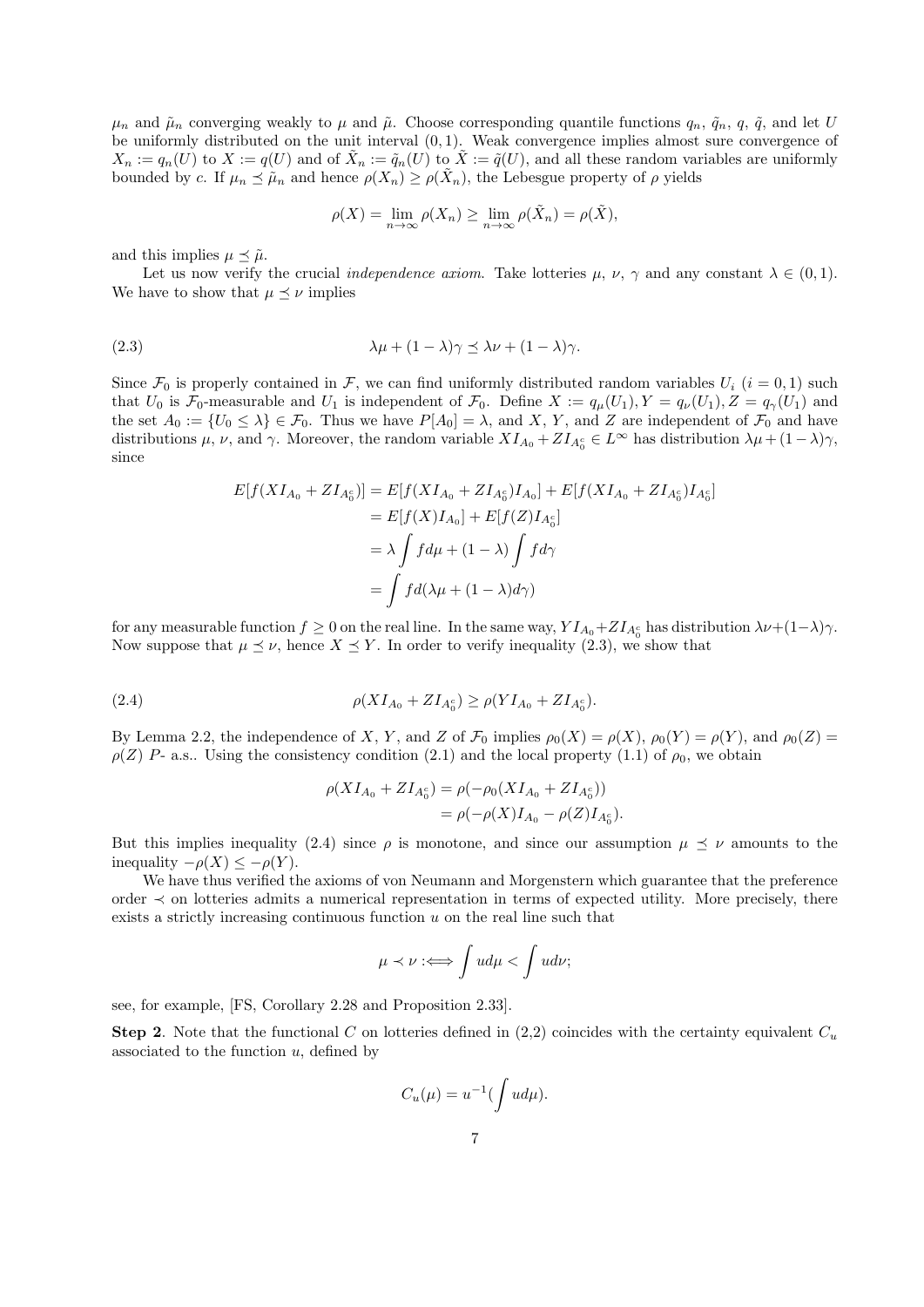$\mu_n$ and $\tilde{\mu}_n$ converging weakly to $\mu$ and $\tilde{\mu}$. Choose corresponding quantile functions $q_n$, $\tilde{q}_n$, $q$, $\tilde{q}$, and let $U$ be uniformly distributed on the unit interval $(0,1)$. Weak convergence implies almost sure convergence of $X_n := q_n(U)$ to $X := q(U)$ and of $\tilde{X}_n := \tilde{q}_n(U)$ to $\tilde{X} := \tilde{q}(U)$, and all these random variables are uniformly bounded by $c$. If $\mu_n \preceq \tilde{\mu}_n$ and hence $\rho(X_n) \geq \rho(\tilde{X}_n)$, the Lebesgue property of $\rho$ yields

$$\rho(X) = \lim_{n\to\infty} \rho(X_n) \geq \lim_{n\to\infty} \rho(\tilde{X}_n) = \rho(\tilde{X}),$$

and this implies $\mu \preceq \tilde{\mu}$.

Let us now verify the crucial *independence axiom*. Take lotteries $\mu$, $\nu$, $\gamma$ and any constant $\lambda \in (0,1)$. We have to show that $\mu \preceq \nu$ implies

$$\lambda\mu + (1-\lambda)\gamma \preceq \lambda\nu + (1-\lambda)\gamma. \tag{2.3}$$

Since $\mathcal{F}_0$ is properly contained in $\mathcal{F}$, we can find uniformly distributed random variables $U_i$ $(i = 0,1)$ such that $U_0$ is $\mathcal{F}_0$-measurable and $U_1$ is independent of $\mathcal{F}_0$. Define $X := q_\mu(U_1), Y = q_\nu(U_1), Z = q_\gamma(U_1)$ and the set $A_0 := \{U_0 \leq \lambda\} \in \mathcal{F}_0$. Thus we have $P[A_0] = \lambda$, and $X$, $Y$, and $Z$ are independent of $\mathcal{F}_0$ and have distributions $\mu$, $\nu$, and $\gamma$. Moreover, the random variable $XI_{A_0} + ZI_{A_0^c} \in L^\infty$ has distribution $\lambda\mu + (1-\lambda)\gamma$, since

$$\begin{aligned}
E[f(XI_{A_0} + ZI_{A_0^c})] &= E[f(XI_{A_0} + ZI_{A_0^c})I_{A_0}] + E[f(XI_{A_0} + ZI_{A_0^c})I_{A_0^c}] \\
&= E[f(X)I_{A_0}] + E[f(Z)I_{A_0^c}] \\
&= \lambda \int f d\mu + (1-\lambda) \int f d\gamma \\
&= \int f d(\lambda\mu + (1-\lambda)d\gamma)
\end{aligned}$$

for any measurable function $f \geq 0$ on the real line. In the same way, $YI_{A_0} + ZI_{A_0^c}$ has distribution $\lambda\nu + (1-\lambda)\gamma$. Now suppose that $\mu \preceq \nu$, hence $X \preceq Y$. In order to verify inequality (2.3), we show that

$$\rho(XI_{A_0} + ZI_{A_0^c}) \geq \rho(YI_{A_0} + ZI_{A_0^c}). \tag{2.4}$$

By Lemma 2.2, the independence of $X$, $Y$, and $Z$ of $\mathcal{F}_0$ implies $\rho_0(X) = \rho(X)$, $\rho_0(Y) = \rho(Y)$, and $\rho_0(Z) = \rho(Z)$ $P$- a.s.. Using the consistency condition (2.1) and the local property (1.1) of $\rho_0$, we obtain

$$\begin{aligned}
\rho(XI_{A_0} + ZI_{A_0^c}) &= \rho(-\rho_0(XI_{A_0} + ZI_{A_0^c})) \\
&= \rho(-\rho(X)I_{A_0} - \rho(Z)I_{A_0^c}).
\end{aligned}$$

But this implies inequality (2.4) since $\rho$ is monotone, and since our assumption $\mu \preceq \nu$ amounts to the inequality $-\rho(X) \leq -\rho(Y)$.

We have thus verified the axioms of von Neumann and Morgenstern which guarantee that the preference order $\prec$ on lotteries admits a numerical representation in terms of expected utility. More precisely, there exists a strictly increasing continuous function $u$ on the real line such that

$$\mu \prec \nu :\Longleftrightarrow \int u d\mu < \int u d\nu;$$

see, for example, [FS, Corollary 2.28 and Proposition 2.33].

**Step 2**. Note that the functional $C$ on lotteries defined in (2,2) coincides with the certainty equivalent $C_u$ associated to the function $u$, defined by

$$C_u(\mu) = u^{-1}(\int u d\mu).$$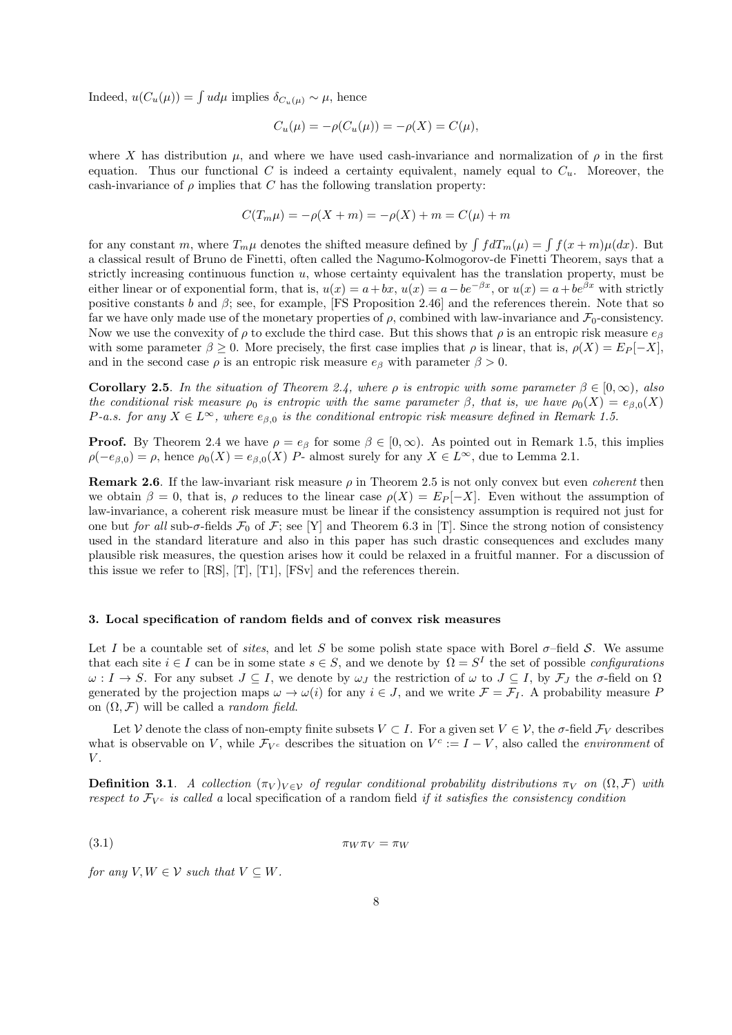Indeed, $u(C_u(\mu)) = \int u d\mu$ implies $\delta_{C_u(\mu)} \sim \mu$, hence

$$C_u(\mu) = -\rho(C_u(\mu)) = -\rho(X) = C(\mu),$$

where $X$ has distribution $\mu$, and where we have used cash-invariance and normalization of $\rho$ in the first equation. Thus our functional $C$ is indeed a certainty equivalent, namely equal to $C_u$. Moreover, the cash-invariance of $\rho$ implies that $C$ has the following translation property:

$$C(T_m\mu) = -\rho(X+m) = -\rho(X) + m = C(\mu) + m$$

for any constant $m$, where $T_m\mu$ denotes the shifted measure defined by $\int f dT_m(\mu) = \int f(x+m)\mu(dx)$. But a classical result of Bruno de Finetti, often called the Nagumo-Kolmogorov-de Finetti Theorem, says that a strictly increasing continuous function $u$, whose certainty equivalent has the translation property, must be either linear or of exponential form, that is, $u(x) = a + bx$, $u(x) = a - be^{-\beta x}$, or $u(x) = a + be^{\beta x}$ with strictly positive constants $b$ and $\beta$; see, for example, [FS Proposition 2.46] and the references therein. Note that so far we have only made use of the monetary properties of $\rho$, combined with law-invariance and $\mathcal{F}_0$-consistency. Now we use the convexity of $\rho$ to exclude the third case. But this shows that $\rho$ is an entropic risk measure $e_\beta$ with some parameter $\beta \geq 0$. More precisely, the first case implies that $\rho$ is linear, that is, $\rho(X) = E_P[-X]$, and in the second case $\rho$ is an entropic risk measure $e_\beta$ with parameter $\beta > 0$.

**Corollary 2.5**. *In the situation of Theorem 2.4, where $\rho$ is entropic with some parameter $\beta \in [0, \infty)$, also the conditional risk measure $\rho_0$ is entropic with the same parameter $\beta$, that is, we have $\rho_0(X) = e_{\beta,0}(X)$ $P$-a.s. for any $X \in L^\infty$, where $e_{\beta,0}$ is the conditional entropic risk measure defined in Remark 1.5.*

**Proof.** By Theorem 2.4 we have $\rho = e_\beta$ for some $\beta \in [0, \infty)$. As pointed out in Remark 1.5, this implies $\rho(-e_{\beta,0}) = \rho$, hence $\rho_0(X) = e_{\beta,0}(X)$ $P$- almost surely for any $X \in L^\infty$, due to Lemma 2.1.

**Remark 2.6**. If the law-invariant risk measure $\rho$ in Theorem 2.5 is not only convex but even *coherent* then we obtain $\beta = 0$, that is, $\rho$ reduces to the linear case $\rho(X) = E_P[-X]$. Even without the assumption of law-invariance, a coherent risk measure must be linear if the consistency assumption is required not just for one but *for all* sub-$\sigma$-fields $\mathcal{F}_0$ of $\mathcal{F}$; see [Y] and Theorem 6.3 in [T]. Since the strong notion of consistency used in the standard literature and also in this paper has such drastic consequences and excludes many plausible risk measures, the question arises how it could be relaxed in a fruitful manner. For a discussion of this issue we refer to [RS], [T], [T1], [FSv] and the references therein.

## 3. Local specification of random fields and of convex risk measures

Let $I$ be a countable set of *sites*, and let $S$ be some polish state space with Borel $\sigma$–field $\mathcal{S}$. We assume that each site $i \in I$ can be in some state $s \in S$, and we denote by $\Omega = S^I$ the set of possible *configurations* $\omega : I \to S$. For any subset $J \subseteq I$, we denote by $\omega_J$ the restriction of $\omega$ to $J \subseteq I$, by $\mathcal{F}_J$ the $\sigma$-field on $\Omega$ generated by the projection maps $\omega \to \omega(i)$ for any $i \in J$, and we write $\mathcal{F} = \mathcal{F}_I$. A probability measure $P$ on $(\Omega, \mathcal{F})$ will be called a *random field*.

Let $\mathcal{V}$ denote the class of non-empty finite subsets $V \subset I$. For a given set $V \in \mathcal{V}$, the $\sigma$-field $\mathcal{F}_V$ describes what is observable on $V$, while $\mathcal{F}_{V^c}$ describes the situation on $V^c := I - V$, also called the *environment* of $V$.

**Definition 3.1**. *A collection $(\pi_V)_{V \in \mathcal{V}}$ of regular conditional probability distributions $\pi_V$ on $(\Omega, \mathcal{F})$ with respect to $\mathcal{F}_{V^c}$ is called a* local specification of a random field *if it satisfies the consistency condition*

$$\pi_W \pi_V = \pi_W \tag{3.1}$$

*for any $V, W \in \mathcal{V}$ such that $V \subseteq W$.*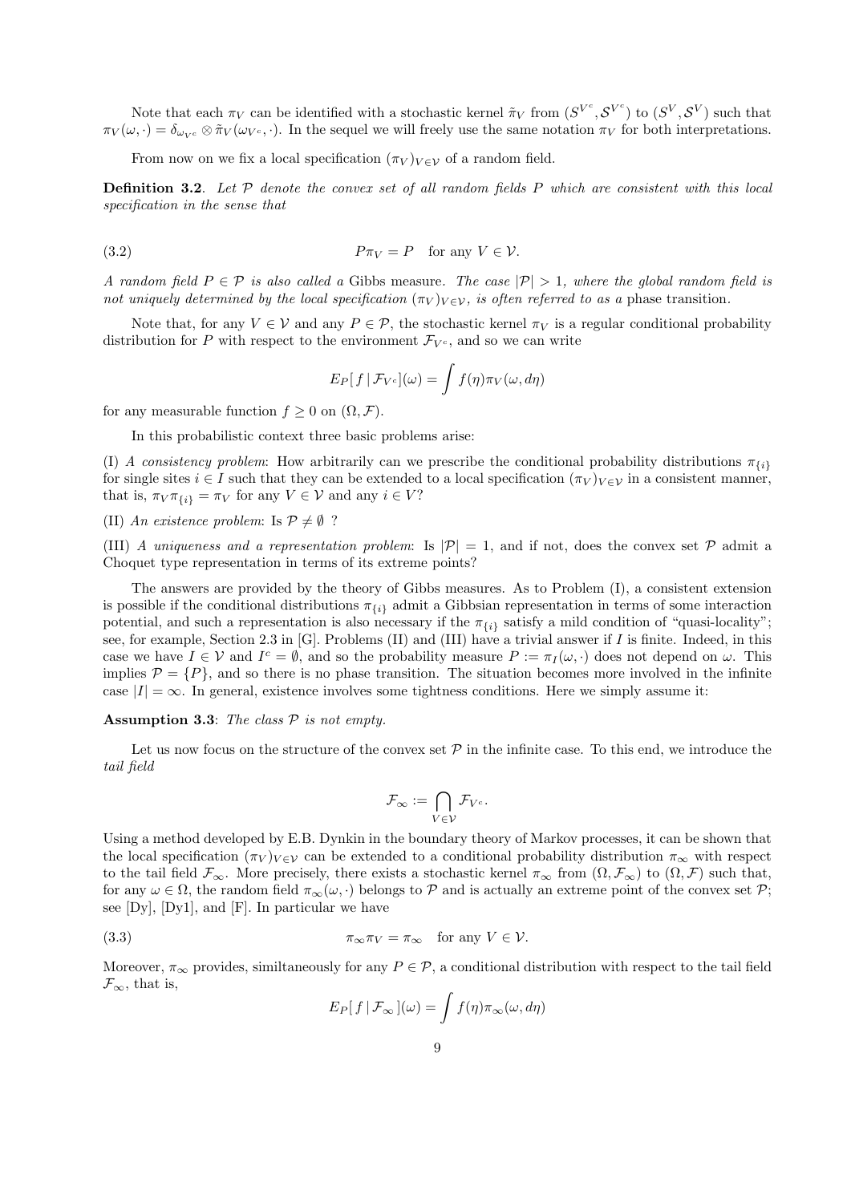Note that each $\pi_V$ can be identified with a stochastic kernel $\tilde{\pi}_V$ from $(S^{V^c}, \mathcal{S}^{V^c})$ to $(S^V, \mathcal{S}^V)$ such that $\pi_V(\omega, \cdot) = \delta_{\omega_{V^c}} \otimes \tilde{\pi}_V(\omega_{V^c}, \cdot)$. In the sequel we will freely use the same notation $\pi_V$ for both interpretations.

From now on we fix a local specification $(\pi_V)_{V \in \mathcal{V}}$ of a random field.

**Definition 3.2**. *Let $\mathcal{P}$ denote the convex set of all random fields $P$ which are consistent with this local specification in the sense that*

$$P\pi_V = P \quad \text{for any } V \in \mathcal{V}. \tag{3.2}$$

*A random field $P \in \mathcal{P}$ is also called a* Gibbs measure. *The case $|\mathcal{P}| > 1$, where the global random field is not uniquely determined by the local specification $(\pi_V)_{V \in \mathcal{V}}$, is often referred to as a* phase transition.

Note that, for any $V \in \mathcal{V}$ and any $P \in \mathcal{P}$, the stochastic kernel $\pi_V$ is a regular conditional probability distribution for $P$ with respect to the environment $\mathcal{F}_{V^c}$, and so we can write

$$E_P[\, f \,|\, \mathcal{F}_{V^c}](\omega) = \int f(\eta) \pi_V(\omega, d\eta)$$

for any measurable function $f \geq 0$ on $(\Omega, \mathcal{F})$.

In this probabilistic context three basic problems arise:

(I) *A consistency problem*: How arbitrarily can we prescribe the conditional probability distributions $\pi_{\{i\}}$ for single sites $i \in I$ such that they can be extended to a local specification $(\pi_V)_{V \in \mathcal{V}}$ in a consistent manner, that is, $\pi_V \pi_{\{i\}} = \pi_V$ for any $V \in \mathcal{V}$ and any $i \in V$?

(II) *An existence problem*: Is $\mathcal{P} \neq \emptyset$ ?

(III) *A uniqueness and a representation problem*: Is $|\mathcal{P}| = 1$, and if not, does the convex set $\mathcal{P}$ admit a Choquet type representation in terms of its extreme points?

The answers are provided by the theory of Gibbs measures. As to Problem (I), a consistent extension is possible if the conditional distributions $\pi_{\{i\}}$ admit a Gibbsian representation in terms of some interaction potential, and such a representation is also necessary if the $\pi_{\{i\}}$ satisfy a mild condition of "quasi-locality"; see, for example, Section 2.3 in [G]. Problems (II) and (III) have a trivial answer if $I$ is finite. Indeed, in this case we have $I \in \mathcal{V}$ and $I^c = \emptyset$, and so the probability measure $P := \pi_I(\omega, \cdot)$ does not depend on $\omega$. This implies $\mathcal{P} = \{P\}$, and so there is no phase transition. The situation becomes more involved in the infinite case $|I| = \infty$. In general, existence involves some tightness conditions. Here we simply assume it:

**Assumption 3.3**: *The class $\mathcal{P}$ is not empty.*

Let us now focus on the structure of the convex set $\mathcal{P}$ in the infinite case. To this end, we introduce the *tail field*

$$\mathcal{F}_\infty := \bigcap_{V \in \mathcal{V}} \mathcal{F}_{V^c}.$$

Using a method developed by E.B. Dynkin in the boundary theory of Markov processes, it can be shown that the local specification $(\pi_V)_{V \in \mathcal{V}}$ can be extended to a conditional probability distribution $\pi_\infty$ with respect to the tail field $\mathcal{F}_\infty$. More precisely, there exists a stochastic kernel $\pi_\infty$ from $(\Omega, \mathcal{F}_\infty)$ to $(\Omega, \mathcal{F})$ such that, for any $\omega \in \Omega$, the random field $\pi_\infty(\omega, \cdot)$ belongs to $\mathcal{P}$ and is actually an extreme point of the convex set $\mathcal{P}$; see [Dy], [Dy1], and [F]. In particular we have

$$\pi_\infty \pi_V = \pi_\infty \quad \text{for any } V \in \mathcal{V}. \tag{3.3}$$

Moreover, $\pi_\infty$ provides, similtaneously for any $P \in \mathcal{P}$, a conditional distribution with respect to the tail field $\mathcal{F}_\infty$, that is,

$$E_P[\, f \,|\, \mathcal{F}_\infty \,](\omega) = \int f(\eta) \pi_\infty(\omega, d\eta)$$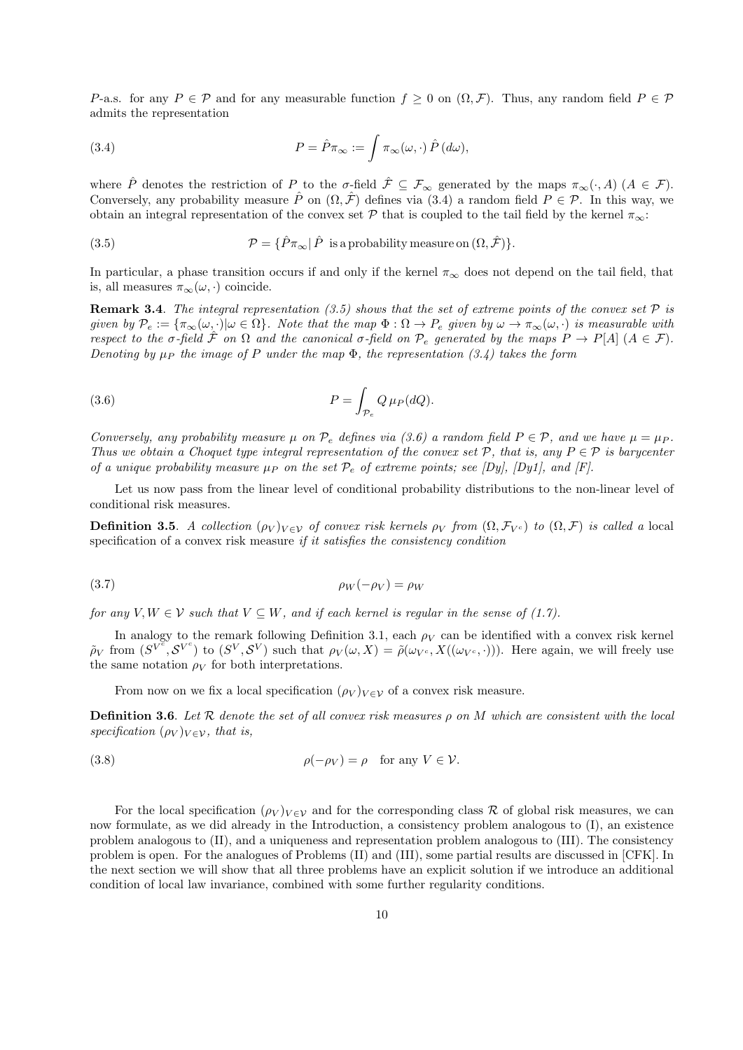$P$-a.s. for any $P \in \mathcal{P}$ and for any measurable function $f \geq 0$ on $(\Omega, \mathcal{F})$. Thus, any random field $P \in \mathcal{P}$ admits the representation

$$P = \hat{P}\pi_\infty := \int \pi_\infty(\omega, \cdot)\, \hat{P}\,(d\omega), \tag{3.4}$$

where $\hat{P}$ denotes the restriction of $P$ to the $\sigma$-field $\hat{\mathcal{F}} \subseteq \mathcal{F}_\infty$ generated by the maps $\pi_\infty(\cdot, A)$ $(A \in \mathcal{F})$. Conversely, any probability measure $\hat{P}$ on $(\Omega, \hat{\mathcal{F}})$ defines via (3.4) a random field $P \in \mathcal{P}$. In this way, we obtain an integral representation of the convex set $\mathcal{P}$ that is coupled to the tail field by the kernel $\pi_\infty$:

$$\mathcal{P} = \{\hat{P}\pi_\infty |\, \hat{P} \text{ is a probability measure on } (\Omega, \hat{\mathcal{F}})\}. \tag{3.5}$$

In particular, a phase transition occurs if and only if the kernel $\pi_\infty$ does not depend on the tail field, that is, all measures $\pi_\infty(\omega, \cdot)$ coincide.

**Remark 3.4**. *The integral representation (3.5) shows that the set of extreme points of the convex set $\mathcal{P}$ is given by $\mathcal{P}_e := \{\pi_\infty(\omega, \cdot) | \omega \in \Omega\}$. Note that the map $\Phi : \Omega \to P_e$ given by $\omega \to \pi_\infty(\omega, \cdot)$ is measurable with respect to the $\sigma$-field $\hat{\mathcal{F}}$ on $\Omega$ and the canonical $\sigma$-field on $\mathcal{P}_e$ generated by the maps $P \to P[A]$ $(A \in \mathcal{F})$. Denoting by $\mu_P$ the image of $P$ under the map $\Phi$, the representation (3.4) takes the form*

$$P = \int_{\mathcal{P}_e} Q\, \mu_P(dQ). \tag{3.6}$$

*Conversely, any probability measure $\mu$ on $\mathcal{P}_e$ defines via (3.6) a random field $P \in \mathcal{P}$, and we have $\mu = \mu_P$. Thus we obtain a Choquet type integral representation of the convex set $\mathcal{P}$, that is, any $P \in \mathcal{P}$ is barycenter of a unique probability measure $\mu_P$ on the set $\mathcal{P}_e$ of extreme points; see [Dy], [Dy1], and [F].*

Let us now pass from the linear level of conditional probability distributions to the non-linear level of conditional risk measures.

**Definition 3.5**. *A collection $(\rho_V)_{V \in \mathcal{V}}$ of convex risk kernels $\rho_V$ from $(\Omega, \mathcal{F}_{V^c})$ to $(\Omega, \mathcal{F})$ is called a* local specification of a convex risk measure *if it satisfies the consistency condition*

$$\rho_W(-\rho_V) = \rho_W \tag{3.7}$$

*for any $V, W \in \mathcal{V}$ such that $V \subseteq W$, and if each kernel is regular in the sense of (1.7).*

In analogy to the remark following Definition 3.1, each $\rho_V$ can be identified with a convex risk kernel $\tilde{\rho}_V$ from $(S^{V^c}, \mathcal{S}^{V^c})$ to $(S^V, \mathcal{S}^V)$ such that $\rho_V(\omega, X) = \tilde{\rho}(\omega_{V^c}, X((\omega_{V^c}, \cdot)))$. Here again, we will freely use the same notation $\rho_V$ for both interpretations.

From now on we fix a local specification $(\rho_V)_{V \in \mathcal{V}}$ of a convex risk measure.

**Definition 3.6**. *Let $\mathcal{R}$ denote the set of all convex risk measures $\rho$ on $M$ which are consistent with the local specification $(\rho_V)_{V \in \mathcal{V}}$, that is,*

$$\rho(-\rho_V) = \rho \quad \text{for any } V \in \mathcal{V}. \tag{3.8}$$

For the local specification $(\rho_V)_{V \in \mathcal{V}}$ and for the corresponding class $\mathcal{R}$ of global risk measures, we can now formulate, as we did already in the Introduction, a consistency problem analogous to (I), an existence problem analogous to (II), and a uniqueness and representation problem analogous to (III). The consistency problem is open. For the analogues of Problems (II) and (III), some partial results are discussed in [CFK]. In the next section we will show that all three problems have an explicit solution if we introduce an additional condition of local law invariance, combined with some further regularity conditions.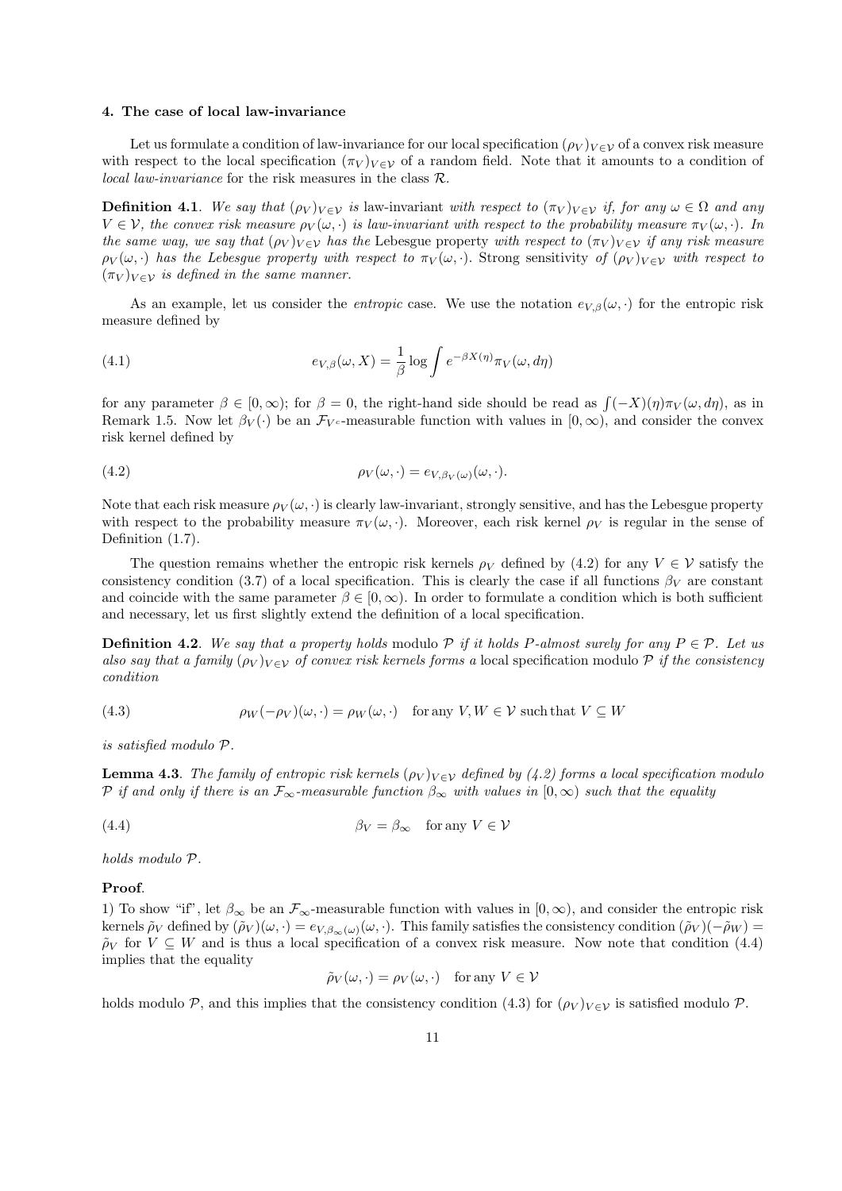#### 4. The case of local law-invariance

Let us formulate a condition of law-invariance for our local specification $(\rho_V)_{V\in\mathcal{V}}$ of a convex risk measure with respect to the local specification $(\pi_V)_{V\in\mathcal{V}}$ of a random field. Note that it amounts to a condition of *local law-invariance* for the risk measures in the class $\mathcal{R}$.

**Definition 4.1**. *We say that $(\rho_V)_{V\in\mathcal{V}}$ is* law-invariant *with respect to $(\pi_V)_{V\in\mathcal{V}}$ if, for any $\omega \in \Omega$ and any $V \in \mathcal{V}$, the convex risk measure $\rho_V(\omega,\cdot)$ is law-invariant with respect to the probability measure $\pi_V(\omega,\cdot)$. In the same way, we say that $(\rho_V)_{V\in\mathcal{V}}$ has the* Lebesgue property *with respect to $(\pi_V)_{V\in\mathcal{V}}$ if any risk measure $\rho_V(\omega,\cdot)$ has the Lebesgue property with respect to $\pi_V(\omega,\cdot)$. Strong sensitivity of $(\rho_V)_{V\in\mathcal{V}}$ with respect to $(\pi_V)_{V\in\mathcal{V}}$ is defined in the same manner.*

As an example, let us consider the *entropic* case. We use the notation $e_{V,\beta}(\omega,\cdot)$ for the entropic risk measure defined by

$$e_{V,\beta}(\omega, X) = \frac{1}{\beta}\log\int e^{-\beta X(\eta)}\pi_V(\omega, d\eta) \tag{4.1}$$

for any parameter $\beta \in [0,\infty)$; for $\beta = 0$, the right-hand side should be read as $\int(-X)(\eta)\pi_V(\omega, d\eta)$, as in Remark 1.5. Now let $\beta_V(\cdot)$ be an $\mathcal{F}_{V^c}$-measurable function with values in $[0,\infty)$, and consider the convex risk kernel defined by

$$\rho_V(\omega,\cdot) = e_{V,\beta_V(\omega)}(\omega,\cdot). \tag{4.2}$$

Note that each risk measure $\rho_V(\omega,\cdot)$ is clearly law-invariant, strongly sensitive, and has the Lebesgue property with respect to the probability measure $\pi_V(\omega,\cdot)$. Moreover, each risk kernel $\rho_V$ is regular in the sense of Definition (1.7).

The question remains whether the entropic risk kernels $\rho_V$ defined by (4.2) for any $V \in \mathcal{V}$ satisfy the consistency condition (3.7) of a local specification. This is clearly the case if all functions $\beta_V$ are constant and coincide with the same parameter $\beta \in [0,\infty)$. In order to formulate a condition which is both sufficient and necessary, let us first slightly extend the definition of a local specification.

**Definition 4.2**. *We say that a property holds* modulo $\mathcal{P}$ *if it holds $P$-almost surely for any $P \in \mathcal{P}$. Let us also say that a family $(\rho_V)_{V\in\mathcal{V}}$ of convex risk kernels forms a* local specification modulo $\mathcal{P}$ *if the consistency condition*

$$\rho_W(-\rho_V)(\omega,\cdot) = \rho_W(\omega,\cdot) \quad \text{for any } V, W \in \mathcal{V} \text{ such that } V \subseteq W \tag{4.3}$$

*is satisfied modulo $\mathcal{P}$.*

**Lemma 4.3**. *The family of entropic risk kernels $(\rho_V)_{V\in\mathcal{V}}$ defined by (4.2) forms a local specification modulo $\mathcal{P}$ if and only if there is an $\mathcal{F}_\infty$-measurable function $\beta_\infty$ with values in $[0,\infty)$ such that the equality*

$$\beta_V = \beta_\infty \quad \text{for any } V \in \mathcal{V} \tag{4.4}$$

*holds modulo $\mathcal{P}$.*

**Proof**.
1) To show "if", let $\beta_\infty$ be an $\mathcal{F}_\infty$-measurable function with values in $[0,\infty)$, and consider the entropic risk kernels $\tilde{\rho}_V$ defined by $(\tilde{\rho}_V)(\omega,\cdot) = e_{V,\beta_\infty(\omega)}(\omega,\cdot)$. This family satisfies the consistency condition $(\tilde{\rho}_V)(-\tilde{\rho}_W) = \tilde{\rho}_V$ for $V \subseteq W$ and is thus a local specification of a convex risk measure. Now note that condition (4.4) implies that the equality

$$\tilde{\rho}_V(\omega,\cdot) = \rho_V(\omega,\cdot) \quad \text{for any } V \in \mathcal{V}$$

holds modulo $\mathcal{P}$, and this implies that the consistency condition (4.3) for $(\rho_V)_{V\in\mathcal{V}}$ is satisfied modulo $\mathcal{P}$.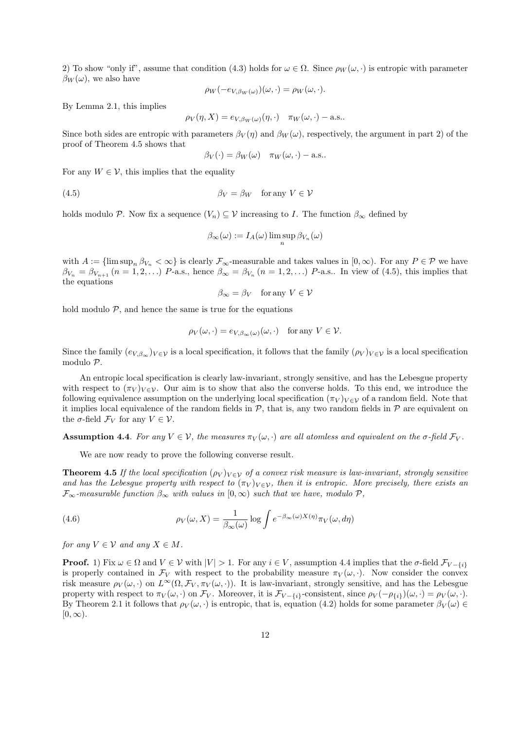2) To show "only if", assume that condition (4.3) holds for $\omega \in \Omega$. Since $\rho_W(\omega, \cdot)$ is entropic with parameter $\beta_W(\omega)$, we also have

$$\rho_W(-e_{V,\beta_W(\omega)})(\omega, \cdot) = \rho_W(\omega, \cdot).$$

By Lemma 2.1, this implies

$$\rho_V(\eta, X) = e_{V,\beta_W(\omega)}(\eta, \cdot) \quad \pi_W(\omega, \cdot) - \text{a.s.}.$$

Since both sides are entropic with parameters $\beta_V(\eta)$ and $\beta_W(\omega)$, respectively, the argument in part 2) of the proof of Theorem 4.5 shows that

$$\beta_V(\cdot) = \beta_W(\omega) \quad \pi_W(\omega, \cdot) - \text{a.s.}.$$

For any $W \in \mathcal{V}$, this implies that the equality

$$\beta_V = \beta_W \quad \text{for any } V \in \mathcal{V} \tag{4.5}$$

holds modulo $\mathcal{P}$. Now fix a sequence $(V_n) \subseteq \mathcal{V}$ increasing to $I$. The function $\beta_\infty$ defined by

$$\beta_\infty(\omega) := I_A(\omega) \limsup_n \beta_{V_n}(\omega)$$

with $A := \{\limsup_n \beta_{V_n} < \infty\}$ is clearly $\mathcal{F}_\infty$-measurable and takes values in $[0, \infty)$. For any $P \in \mathcal{P}$ we have $\beta_{V_n} = \beta_{V_{n+1}}$ $(n = 1, 2, \ldots)$ $P$-a.s., hence $\beta_\infty = \beta_{V_n}$ $(n = 1, 2, \ldots)$ $P$-a.s.. In view of (4.5), this implies that the equations

$$\beta_\infty = \beta_V \quad \text{for any } V \in \mathcal{V}$$

hold modulo $\mathcal{P}$, and hence the same is true for the equations

$$\rho_V(\omega, \cdot) = e_{V,\beta_\infty(\omega)}(\omega, \cdot) \quad \text{for any } V \in \mathcal{V}.$$

Since the family $(e_{V,\beta_\infty})_{V \in \mathcal{V}}$ is a local specification, it follows that the family $(\rho_V)_{V \in \mathcal{V}}$ is a local specification modulo $\mathcal{P}$.

An entropic local specification is clearly law-invariant, strongly sensitive, and has the Lebesgue property with respect to $(\pi_V)_{V \in \mathcal{V}}$. Our aim is to show that also the converse holds. To this end, we introduce the following equivalence assumption on the underlying local specification $(\pi_V)_{V \in \mathcal{V}}$ of a random field. Note that it implies local equivalence of the random fields in $\mathcal{P}$, that is, any two random fields in $\mathcal{P}$ are equivalent on the $\sigma$-field $\mathcal{F}_V$ for any $V \in \mathcal{V}$.

**Assumption 4.4**. *For any $V \in \mathcal{V}$, the measures $\pi_V(\omega, \cdot)$ are all atomless and equivalent on the $\sigma$-field $\mathcal{F}_V$.*

We are now ready to prove the following converse result.

**Theorem 4.5** *If the local specification $(\rho_V)_{V \in \mathcal{V}}$ of a convex risk measure is law-invariant, strongly sensitive and has the Lebesgue property with respect to $(\pi_V)_{V \in \mathcal{V}}$, then it is entropic. More precisely, there exists an $\mathcal{F}_\infty$-measurable function $\beta_\infty$ with values in $[0, \infty)$ such that we have, modulo $\mathcal{P}$,*

$$\rho_V(\omega, X) = \frac{1}{\beta_\infty(\omega)} \log \int e^{-\beta_\infty(\omega) X(\eta)} \pi_V(\omega, d\eta) \tag{4.6}$$

*for any $V \in \mathcal{V}$ and any $X \in M$.*

**Proof.** 1) Fix $\omega \in \Omega$ and $V \in \mathcal{V}$ with $|V| > 1$. For any $i \in V$, assumption 4.4 implies that the $\sigma$-field $\mathcal{F}_{V-\{i\}}$ is properly contained in $\mathcal{F}_V$ with respect to the probability measure $\pi_V(\omega, \cdot)$. Now consider the convex risk measure $\rho_V(\omega, \cdot)$ on $L^\infty(\Omega, \mathcal{F}_V, \pi_V(\omega, \cdot))$. It is law-invariant, strongly sensitive, and has the Lebesgue property with respect to $\pi_V(\omega, \cdot)$ on $\mathcal{F}_V$. Moreover, it is $\mathcal{F}_{V-\{i\}}$-consistent, since $\rho_V(-\rho_{\{i\}})(\omega, \cdot) = \rho_V(\omega, \cdot)$. By Theorem 2.1 it follows that $\rho_V(\omega, \cdot)$ is entropic, that is, equation (4.2) holds for some parameter $\beta_V(\omega) \in [0, \infty)$.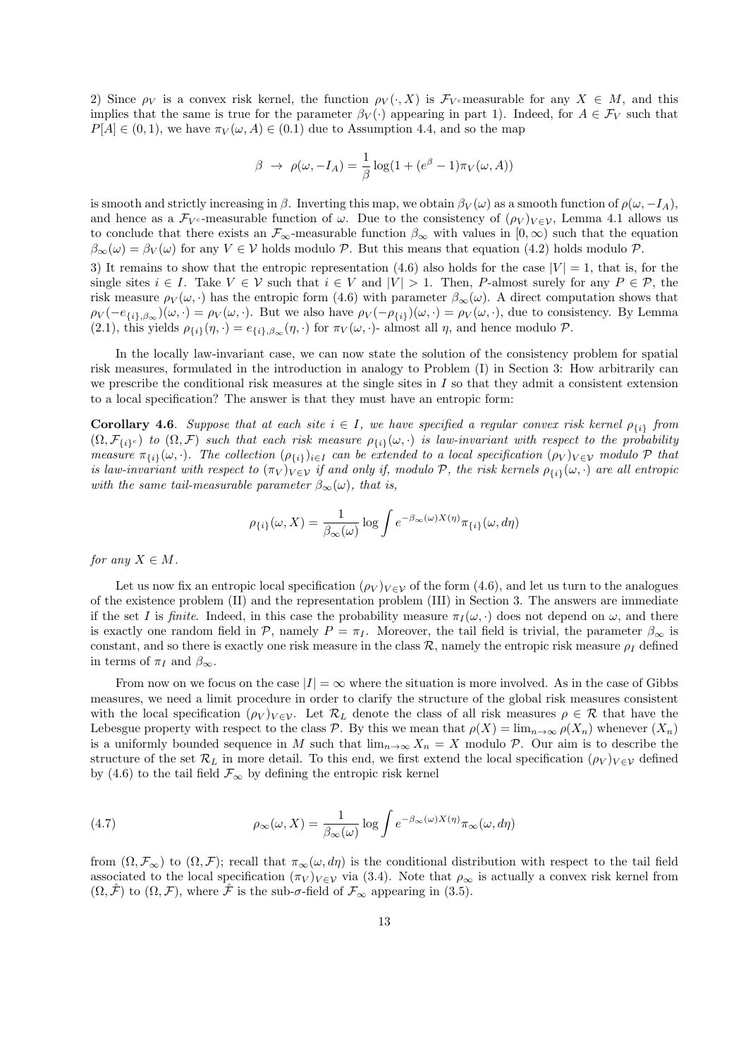2) Since $\rho_V$ is a convex risk kernel, the function $\rho_V(\cdot, X)$ is $\mathcal{F}_{V^c}$-measurable for any $X \in M$, and this implies that the same is true for the parameter $\beta_V(\cdot)$ appearing in part 1). Indeed, for $A \in \mathcal{F}_V$ such that $P[A] \in (0,1)$, we have $\pi_V(\omega, A) \in (0.1)$ due to Assumption 4.4, and so the map

$$\beta \;\to\; \rho(\omega, -I_A) = \frac{1}{\beta}\log(1 + (e^{\beta} - 1)\pi_V(\omega, A))$$

is smooth and strictly increasing in $\beta$. Inverting this map, we obtain $\beta_V(\omega)$ as a smooth function of $\rho(\omega, -I_A)$, and hence as a $\mathcal{F}_{V^c}$-measurable function of $\omega$. Due to the consistency of $(\rho_V)_{V\in\mathcal{V}}$, Lemma 4.1 allows us to conclude that there exists an $\mathcal{F}_\infty$-measurable function $\beta_\infty$ with values in $[0,\infty)$ such that the equation $\beta_\infty(\omega) = \beta_V(\omega)$ for any $V \in \mathcal{V}$ holds modulo $\mathcal{P}$. But this means that equation (4.2) holds modulo $\mathcal{P}$.

3) It remains to show that the entropic representation (4.6) also holds for the case $|V| = 1$, that is, for the single sites $i \in I$. Take $V \in \mathcal{V}$ such that $i \in V$ and $|V| > 1$. Then, $P$-almost surely for any $P \in \mathcal{P}$, the risk measure $\rho_V(\omega, \cdot)$ has the entropic form (4.6) with parameter $\beta_\infty(\omega)$. A direct computation shows that $\rho_V(-e_{\{i\},\beta_\infty})(\omega, \cdot) = \rho_V(\omega, \cdot)$. But we also have $\rho_V(-\rho_{\{i\}})(\omega, \cdot) = \rho_V(\omega, \cdot)$, due to consistency. By Lemma (2.1), this yields $\rho_{\{i\}}(\eta, \cdot) = e_{\{i\},\beta_\infty}(\eta, \cdot)$ for $\pi_V(\omega, \cdot)$- almost all $\eta$, and hence modulo $\mathcal{P}$.

In the locally law-invariant case, we can now state the solution of the consistency problem for spatial risk measures, formulated in the introduction in analogy to Problem (I) in Section 3: How arbitrarily can we prescribe the conditional risk measures at the single sites in $I$ so that they admit a consistent extension to a local specification? The answer is that they must have an entropic form:

**Corollary 4.6**. *Suppose that at each site $i \in I$, we have specified a regular convex risk kernel $\rho_{\{i\}}$ from $(\Omega, \mathcal{F}_{\{i\}^c})$ to $(\Omega, \mathcal{F})$ such that each risk measure $\rho_{\{i\}}(\omega, \cdot)$ is law-invariant with respect to the probability measure $\pi_{\{i\}}(\omega, \cdot)$. The collection $(\rho_{\{i\}})_{i\in I}$ can be extended to a local specification $(\rho_V)_{V\in\mathcal{V}}$ modulo $\mathcal{P}$ that is law-invariant with respect to $(\pi_V)_{V\in\mathcal{V}}$ if and only if, modulo $\mathcal{P}$, the risk kernels $\rho_{\{i\}}(\omega, \cdot)$ are all entropic with the same tail-measurable parameter $\beta_\infty(\omega)$, that is,*

$$\rho_{\{i\}}(\omega, X) = \frac{1}{\beta_\infty(\omega)}\log\int e^{-\beta_\infty(\omega)X(\eta)}\pi_{\{i\}}(\omega, d\eta)$$

*for any $X \in M$.*

Let us now fix an entropic local specification $(\rho_V)_{V\in\mathcal{V}}$ of the form (4.6), and let us turn to the analogues of the existence problem (II) and the representation problem (III) in Section 3. The answers are immediate if the set $I$ is *finite*. Indeed, in this case the probability measure $\pi_I(\omega, \cdot)$ does not depend on $\omega$, and there is exactly one random field in $\mathcal{P}$, namely $P = \pi_I$. Moreover, the tail field is trivial, the parameter $\beta_\infty$ is constant, and so there is exactly one risk measure in the class $\mathcal{R}$, namely the entropic risk measure $\rho_I$ defined in terms of $\pi_I$ and $\beta_\infty$.

From now on we focus on the case $|I| = \infty$ where the situation is more involved. As in the case of Gibbs measures, we need a limit procedure in order to clarify the structure of the global risk measures consistent with the local specification $(\rho_V)_{V\in\mathcal{V}}$. Let $\mathcal{R}_L$ denote the class of all risk measures $\rho \in \mathcal{R}$ that have the Lebesgue property with respect to the class $\mathcal{P}$. By this we mean that $\rho(X) = \lim_{n\to\infty}\rho(X_n)$ whenever $(X_n)$ is a uniformly bounded sequence in $M$ such that $\lim_{n\to\infty} X_n = X$ modulo $\mathcal{P}$. Our aim is to describe the structure of the set $\mathcal{R}_L$ in more detail. To this end, we first extend the local specification $(\rho_V)_{V\in\mathcal{V}}$ defined by (4.6) to the tail field $\mathcal{F}_\infty$ by defining the entropic risk kernel

$$\rho_\infty(\omega, X) = \frac{1}{\beta_\infty(\omega)}\log\int e^{-\beta_\infty(\omega)X(\eta)}\pi_\infty(\omega, d\eta) \tag{4.7}$$

from $(\Omega, \mathcal{F}_\infty)$ to $(\Omega, \mathcal{F})$; recall that $\pi_\infty(\omega, d\eta)$ is the conditional distribution with respect to the tail field associated to the local specification $(\pi_V)_{V\in\mathcal{V}}$ via (3.4). Note that $\rho_\infty$ is actually a convex risk kernel from $(\Omega, \hat{\mathcal{F}})$ to $(\Omega, \mathcal{F})$, where $\hat{\mathcal{F}}$ is the sub-$\sigma$-field of $\mathcal{F}_\infty$ appearing in (3.5).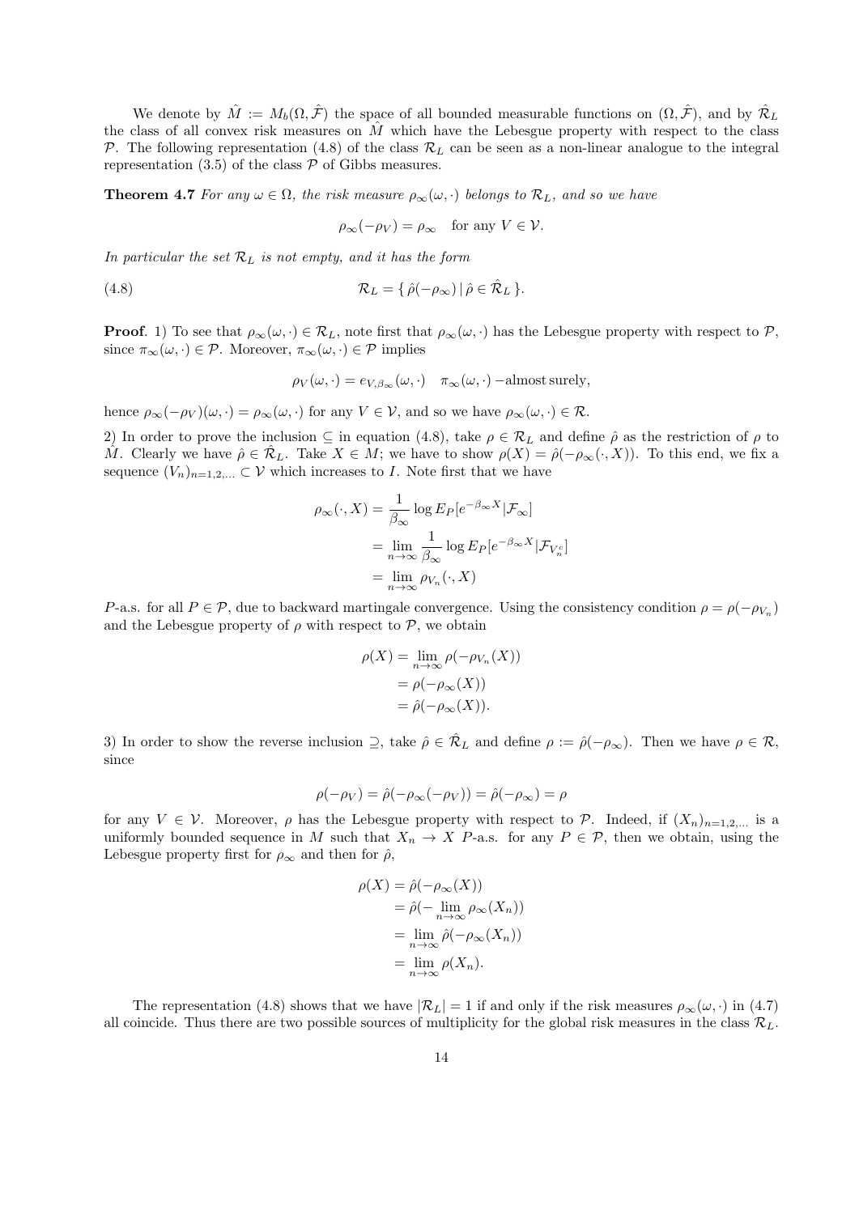We denote by $\hat{M} := M_b(\Omega, \hat{\mathcal{F}})$ the space of all bounded measurable functions on $(\Omega, \hat{\mathcal{F}})$, and by $\hat{\mathcal{R}}_L$ the class of all convex risk measures on $\hat{M}$ which have the Lebesgue property with respect to the class $\mathcal{P}$. The following representation (4.8) of the class $\mathcal{R}_L$ can be seen as a non-linear analogue to the integral representation (3.5) of the class $\mathcal{P}$ of Gibbs measures.

**Theorem 4.7** *For any $\omega \in \Omega$, the risk measure $\rho_\infty(\omega, \cdot)$ belongs to $\mathcal{R}_L$, and so we have*

$$\rho_\infty(-\rho_V) = \rho_\infty \quad \text{for any } V \in \mathcal{V}.$$

*In particular the set $\mathcal{R}_L$ is not empty, and it has the form*

$$\mathcal{R}_L = \{ \hat{\rho}(-\rho_\infty) \,|\, \hat{\rho} \in \hat{\mathcal{R}}_L \}. \tag{4.8}$$

**Proof**. 1) To see that $\rho_\infty(\omega, \cdot) \in \mathcal{R}_L$, note first that $\rho_\infty(\omega, \cdot)$ has the Lebesgue property with respect to $\mathcal{P}$, since $\pi_\infty(\omega, \cdot) \in \mathcal{P}$. Moreover, $\pi_\infty(\omega, \cdot) \in \mathcal{P}$ implies

$$\rho_V(\omega, \cdot) = e_{V,\beta_\infty}(\omega, \cdot) \quad \pi_\infty(\omega, \cdot)-\text{almost surely},$$

hence $\rho_\infty(-\rho_V)(\omega, \cdot) = \rho_\infty(\omega, \cdot)$ for any $V \in \mathcal{V}$, and so we have $\rho_\infty(\omega, \cdot) \in \mathcal{R}$.

2) In order to prove the inclusion $\subseteq$ in equation (4.8), take $\rho \in \mathcal{R}_L$ and define $\hat{\rho}$ as the restriction of $\rho$ to $\hat{M}$. Clearly we have $\hat{\rho} \in \hat{\mathcal{R}}_L$. Take $X \in M$; we have to show $\rho(X) = \hat{\rho}(-\rho_\infty(\cdot, X))$. To this end, we fix a sequence $(V_n)_{n=1,2,\ldots} \subset \mathcal{V}$ which increases to $I$. Note first that we have

$$\begin{aligned}
\rho_\infty(\cdot, X) &= \frac{1}{\beta_\infty} \log E_P[e^{-\beta_\infty X} | \mathcal{F}_\infty] \\
&= \lim_{n\to\infty} \frac{1}{\beta_\infty} \log E_P[e^{-\beta_\infty X} | \mathcal{F}_{V_n^c}] \\
&= \lim_{n\to\infty} \rho_{V_n}(\cdot, X)
\end{aligned}$$

$P$-a.s. for all $P \in \mathcal{P}$, due to backward martingale convergence. Using the consistency condition $\rho = \rho(-\rho_{V_n})$ and the Lebesgue property of $\rho$ with respect to $\mathcal{P}$, we obtain

$$\begin{aligned}
\rho(X) &= \lim_{n\to\infty} \rho(-\rho_{V_n}(X)) \\
&= \rho(-\rho_\infty(X)) \\
&= \hat{\rho}(-\rho_\infty(X)).
\end{aligned}$$

3) In order to show the reverse inclusion $\supseteq$, take $\hat{\rho} \in \hat{\mathcal{R}}_L$ and define $\rho := \hat{\rho}(-\rho_\infty)$. Then we have $\rho \in \mathcal{R}$, since

$$\rho(-\rho_V) = \hat{\rho}(-\rho_\infty(-\rho_V)) = \hat{\rho}(-\rho_\infty) = \rho$$

for any $V \in \mathcal{V}$. Moreover, $\rho$ has the Lebesgue property with respect to $\mathcal{P}$. Indeed, if $(X_n)_{n=1,2,\ldots}$ is a uniformly bounded sequence in $M$ such that $X_n \to X$ $P$-a.s. for any $P \in \mathcal{P}$, then we obtain, using the Lebesgue property first for $\rho_\infty$ and then for $\hat{\rho}$,

$$\begin{aligned}
\rho(X) &= \hat{\rho}(-\rho_\infty(X)) \\
&= \hat{\rho}(-\lim_{n\to\infty} \rho_\infty(X_n)) \\
&= \lim_{n\to\infty} \hat{\rho}(-\rho_\infty(X_n)) \\
&= \lim_{n\to\infty} \rho(X_n).
\end{aligned}$$

The representation (4.8) shows that we have $|\mathcal{R}_L| = 1$ if and only if the risk measures $\rho_\infty(\omega, \cdot)$ in (4.7) all coincide. Thus there are two possible sources of multiplicity for the global risk measures in the class $\mathcal{R}_L$.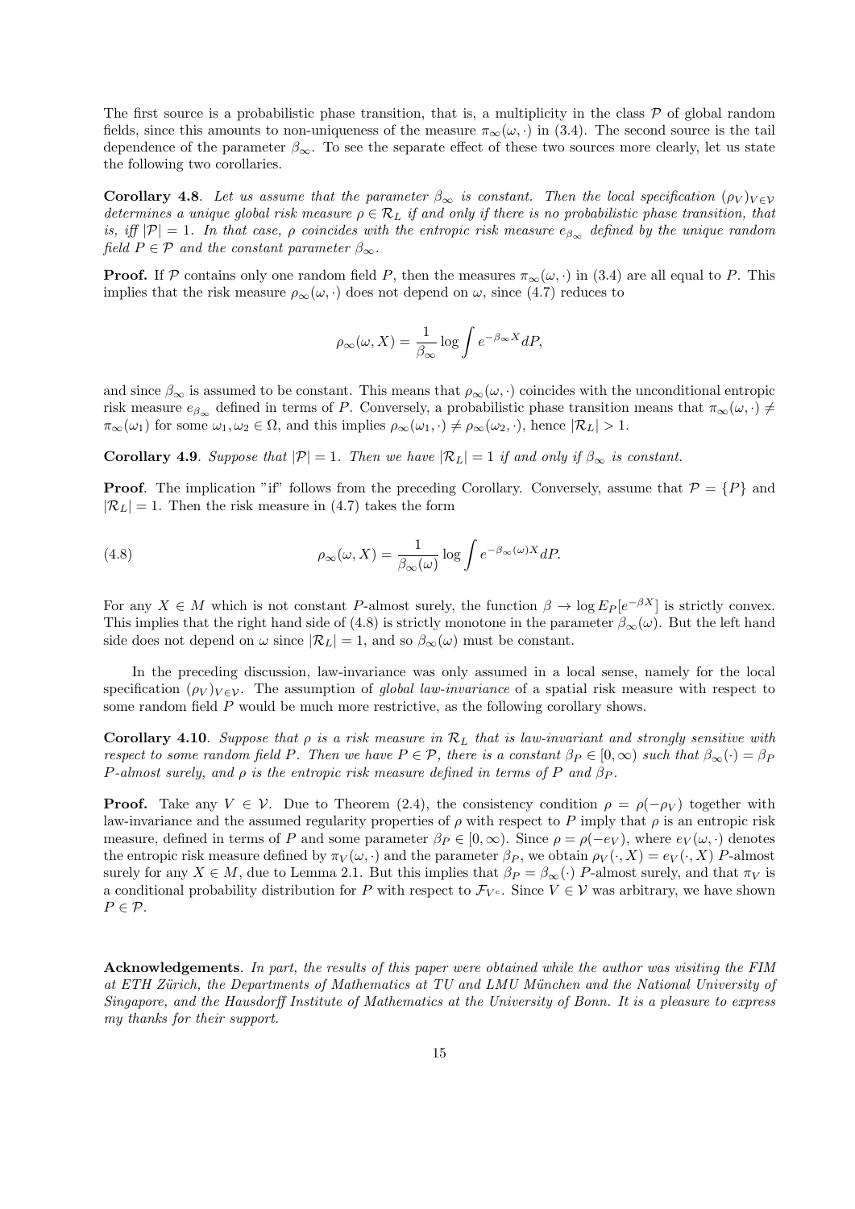The first source is a probabilistic phase transition, that is, a multiplicity in the class $\mathcal{P}$ of global random fields, since this amounts to non-uniqueness of the measure $\pi_\infty(\omega, \cdot)$ in (3.4). The second source is the tail dependence of the parameter $\beta_\infty$. To see the separate effect of these two sources more clearly, let us state the following two corollaries.

**Corollary 4.8**. *Let us assume that the parameter $\beta_\infty$ is constant. Then the local specification $(\rho_V)_{V \in \mathcal{V}}$ determines a unique global risk measure $\rho \in \mathcal{R}_L$ if and only if there is no probabilistic phase transition, that is, iff $|\mathcal{P}| = 1$. In that case, $\rho$ coincides with the entropic risk measure $e_{\beta_\infty}$ defined by the unique random field $P \in \mathcal{P}$ and the constant parameter $\beta_\infty$.*

**Proof.** If $\mathcal{P}$ contains only one random field $P$, then the measures $\pi_\infty(\omega, \cdot)$ in (3.4) are all equal to $P$. This implies that the risk measure $\rho_\infty(\omega, \cdot)$ does not depend on $\omega$, since (4.7) reduces to

$$\rho_\infty(\omega, X) = \frac{1}{\beta_\infty} \log \int e^{-\beta_\infty X} dP,$$

and since $\beta_\infty$ is assumed to be constant. This means that $\rho_\infty(\omega, \cdot)$ coincides with the unconditional entropic risk measure $e_{\beta_\infty}$ defined in terms of $P$. Conversely, a probabilistic phase transition means that $\pi_\infty(\omega, \cdot) \neq \pi_\infty(\omega_1)$ for some $\omega_1, \omega_2 \in \Omega$, and this implies $\rho_\infty(\omega_1, \cdot) \neq \rho_\infty(\omega_2, \cdot)$, hence $|\mathcal{R}_L| > 1$.

**Corollary 4.9**. *Suppose that $|\mathcal{P}| = 1$. Then we have $|\mathcal{R}_L| = 1$ if and only if $\beta_\infty$ is constant.*

**Proof**. The implication "if" follows from the preceding Corollary. Conversely, assume that $\mathcal{P} = \{P\}$ and $|\mathcal{R}_L| = 1$. Then the risk measure in (4.7) takes the form

$$\rho_\infty(\omega, X) = \frac{1}{\beta_\infty(\omega)} \log \int e^{-\beta_\infty(\omega) X} dP. \tag{4.8}$$

For any $X \in M$ which is not constant $P$-almost surely, the function $\beta \to \log E_P[e^{-\beta X}]$ is strictly convex. This implies that the right hand side of (4.8) is strictly monotone in the parameter $\beta_\infty(\omega)$. But the left hand side does not depend on $\omega$ since $|\mathcal{R}_L| = 1$, and so $\beta_\infty(\omega)$ must be constant.

In the preceding discussion, law-invariance was only assumed in a local sense, namely for the local specification $(\rho_V)_{V \in \mathcal{V}}$. The assumption of *global law-invariance* of a spatial risk measure with respect to some random field $P$ would be much more restrictive, as the following corollary shows.

**Corollary 4.10**. *Suppose that $\rho$ is a risk measure in $\mathcal{R}_L$ that is law-invariant and strongly sensitive with respect to some random field $P$. Then we have $P \in \mathcal{P}$, there is a constant $\beta_P \in [0, \infty)$ such that $\beta_\infty(\cdot) = \beta_P$ $P$-almost surely, and $\rho$ is the entropic risk measure defined in terms of $P$ and $\beta_P$.*

**Proof.** Take any $V \in \mathcal{V}$. Due to Theorem (2.4), the consistency condition $\rho = \rho(-\rho_V)$ together with law-invariance and the assumed regularity properties of $\rho$ with respect to $P$ imply that $\rho$ is an entropic risk measure, defined in terms of $P$ and some parameter $\beta_P \in [0, \infty)$. Since $\rho = \rho(-e_V)$, where $e_V(\omega, \cdot)$ denotes the entropic risk measure defined by $\pi_V(\omega, \cdot)$ and the parameter $\beta_P$, we obtain $\rho_V(\cdot, X) = e_V(\cdot, X)$ $P$-almost surely for any $X \in M$, due to Lemma 2.1. But this implies that $\beta_P = \beta_\infty(\cdot)$ $P$-almost surely, and that $\pi_V$ is a conditional probability distribution for $P$ with respect to $\mathcal{F}_{V^c}$. Since $V \in \mathcal{V}$ was arbitrary, we have shown $P \in \mathcal{P}$.

**Acknowledgements**. *In part, the results of this paper were obtained while the author was visiting the FIM at ETH Zürich, the Departments of Mathematics at TU and LMU München and the National University of Singapore, and the Hausdorff Institute of Mathematics at the University of Bonn. It is a pleasure to express my thanks for their support.*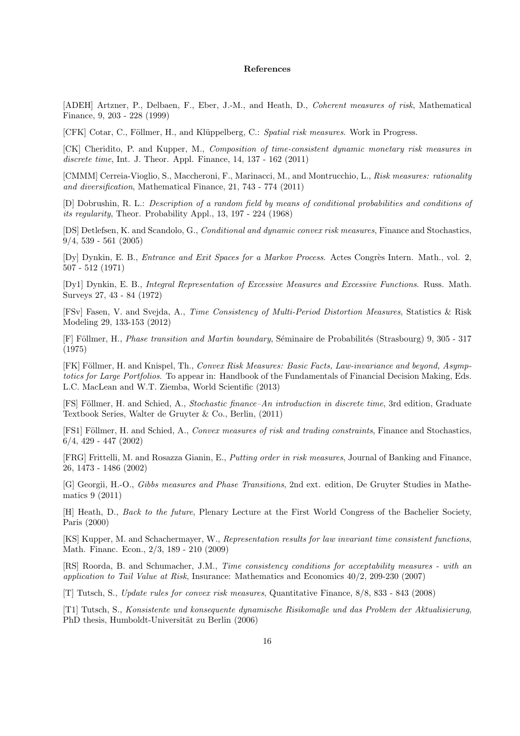**References**

[ADEH] Artzner, P., Delbaen, F., Eber, J.-M., and Heath, D., *Coherent measures of risk*, Mathematical Finance, 9, 203 - 228 (1999)

[CFK] Cotar, C., Föllmer, H., and Klüppelberg, C.: *Spatial risk measures*. Work in Progress.

[CK] Cheridito, P. and Kupper, M., *Composition of time-consistent dynamic monetary risk measures in discrete time*, Int. J. Theor. Appl. Finance, 14, 137 - 162 (2011)

[CMMM] Cerreia-Vioglio, S., Maccheroni, F., Marinacci, M., and Montrucchio, L., *Risk measures: rationality and diversification*, Mathematical Finance, 21, 743 - 774 (2011)

[D] Dobrushin, R. L.: *Description of a random field by means of conditional probabilities and conditions of its regularity*, Theor. Probability Appl., 13, 197 - 224 (1968)

[DS] Detlefsen, K. and Scandolo, G., *Conditional and dynamic convex risk measures*, Finance and Stochastics, 9/4, 539 - 561 (2005)

[Dy] Dynkin, E. B., *Entrance and Exit Spaces for a Markov Process*. Actes Congrès Intern. Math., vol. 2, 507 - 512 (1971)

[Dy1] Dynkin, E. B., *Integral Representation of Excessive Measures and Excessive Functions*. Russ. Math. Surveys 27, 43 - 84 (1972)

[FSv] Fasen, V. and Svejda, A., *Time Consistency of Multi-Period Distortion Measures*, Statistics & Risk Modeling 29, 133-153 (2012)

[F] Föllmer, H., *Phase transition and Martin boundary*, Séminaire de Probabilités (Strasbourg) 9, 305 - 317 (1975)

[FK] Föllmer, H. and Knispel, Th., *Convex Risk Measures: Basic Facts, Law-invariance and beyond, Asymptotics for Large Portfolios*. To appear in: Handbook of the Fundamentals of Financial Decision Making, Eds. L.C. MacLean and W.T. Ziemba, World Scientific (2013)

[FS] Föllmer, H. and Schied, A., *Stochastic finance–An introduction in discrete time*, 3rd edition, Graduate Textbook Series, Walter de Gruyter & Co., Berlin, (2011)

[FS1] Föllmer, H. and Schied, A., *Convex measures of risk and trading constraints*, Finance and Stochastics, 6/4, 429 - 447 (2002)

[FRG] Frittelli, M. and Rosazza Gianin, E., *Putting order in risk measures*, Journal of Banking and Finance, 26, 1473 - 1486 (2002)

[G] Georgii, H.-O., *Gibbs measures and Phase Transitions*, 2nd ext. edition, De Gruyter Studies in Mathematics 9 (2011)

[H] Heath, D., *Back to the future*, Plenary Lecture at the First World Congress of the Bachelier Society, Paris (2000)

[KS] Kupper, M. and Schachermayer, W., *Representation results for law invariant time consistent functions*, Math. Financ. Econ., 2/3, 189 - 210 (2009)

[RS] Roorda, B. and Schumacher, J.M., *Time consistency conditions for acceptability measures - with an application to Tail Value at Risk*, Insurance: Mathematics and Economics 40/2, 209-230 (2007)

[T] Tutsch, S., *Update rules for convex risk measures*, Quantitative Finance, 8/8, 833 - 843 (2008)

[T1] Tutsch, S., *Konsistente und konsequente dynamische Risikomaße und das Problem der Aktualisierung*, PhD thesis, Humboldt-Universität zu Berlin (2006)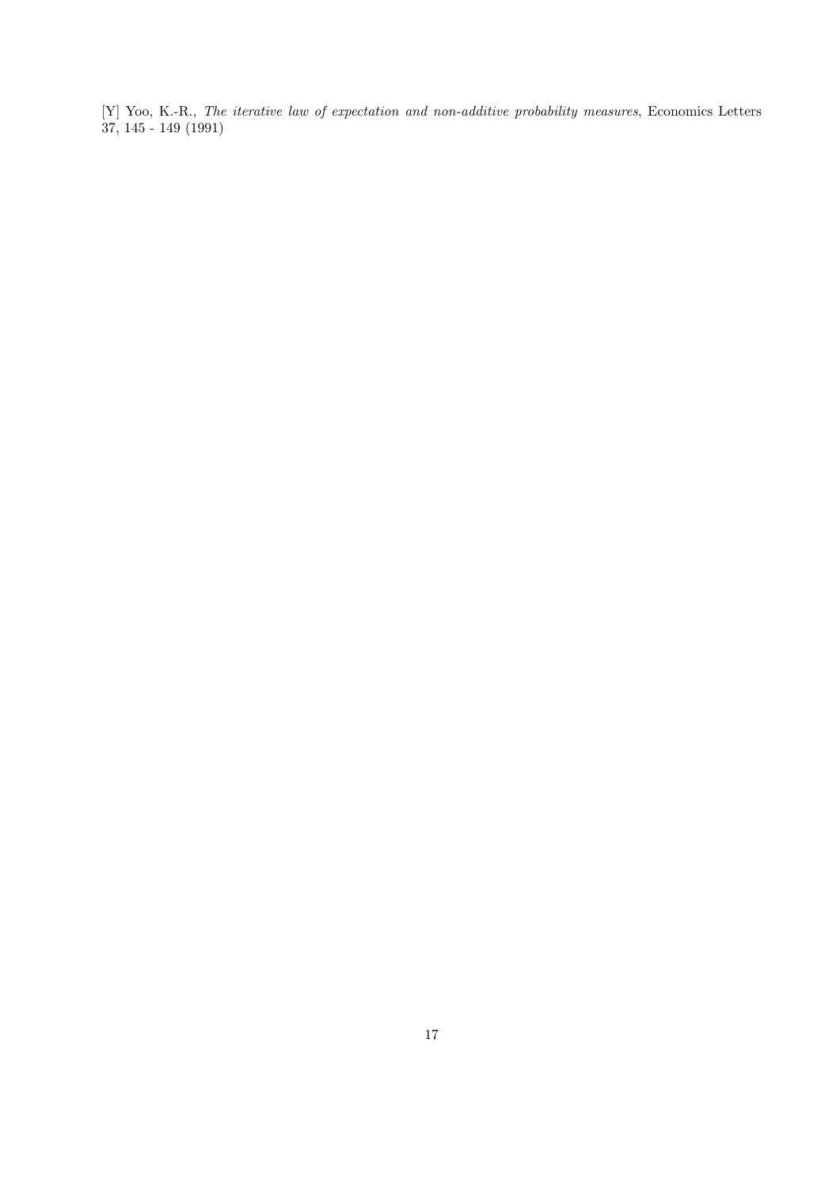[Y] Yoo, K.-R., *The iterative law of expectation and non-additive probability measures*, Economics Letters 37, 145 - 149 (1991)